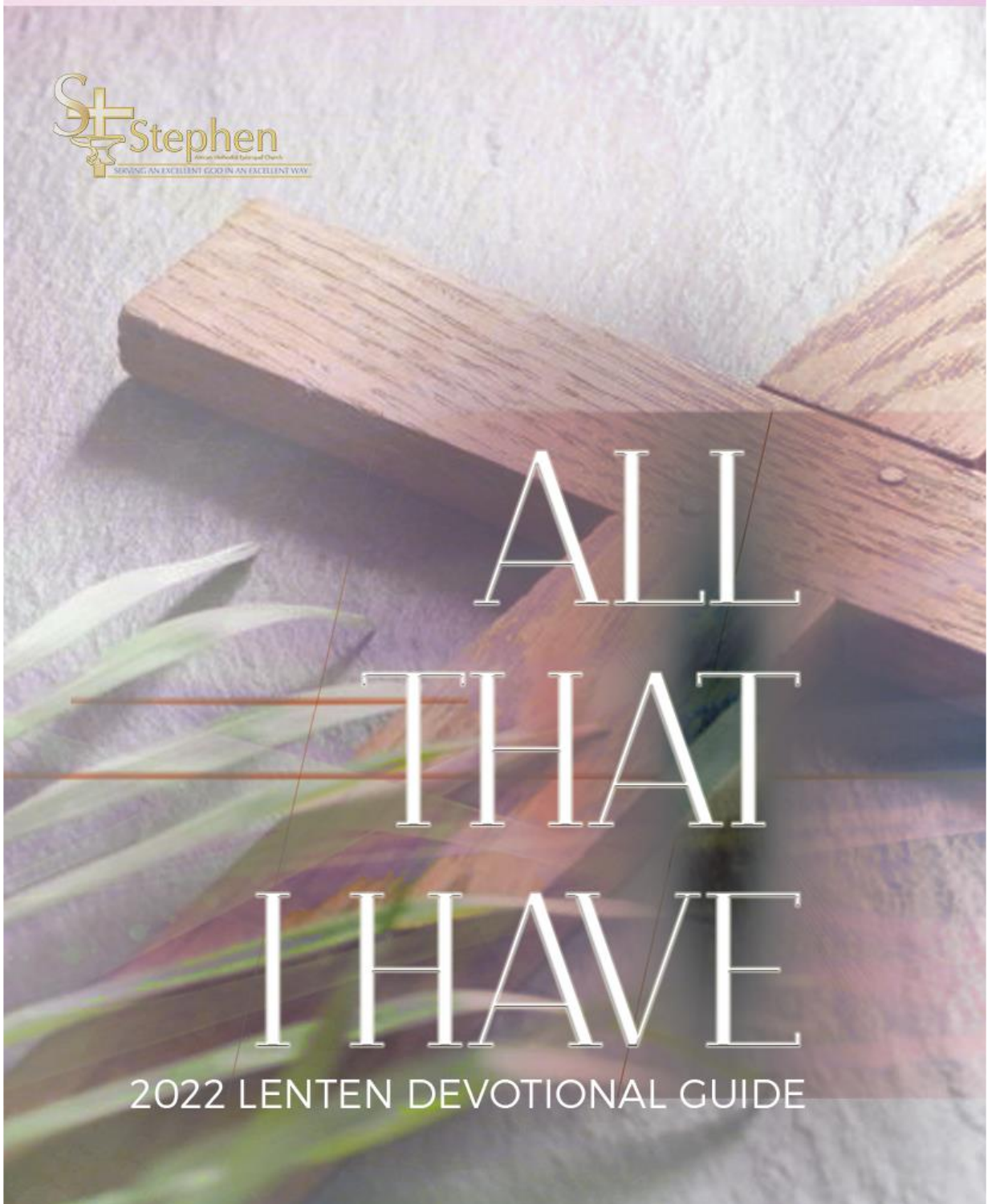St. Stephen

African Methodist Episcopal Church

SERVING AN EXCELLENT GOD IN AN EXCELLENT WAY

# ALL THAT I HAVE

## 2022 LENTEN DEVOTIONAL GUIDE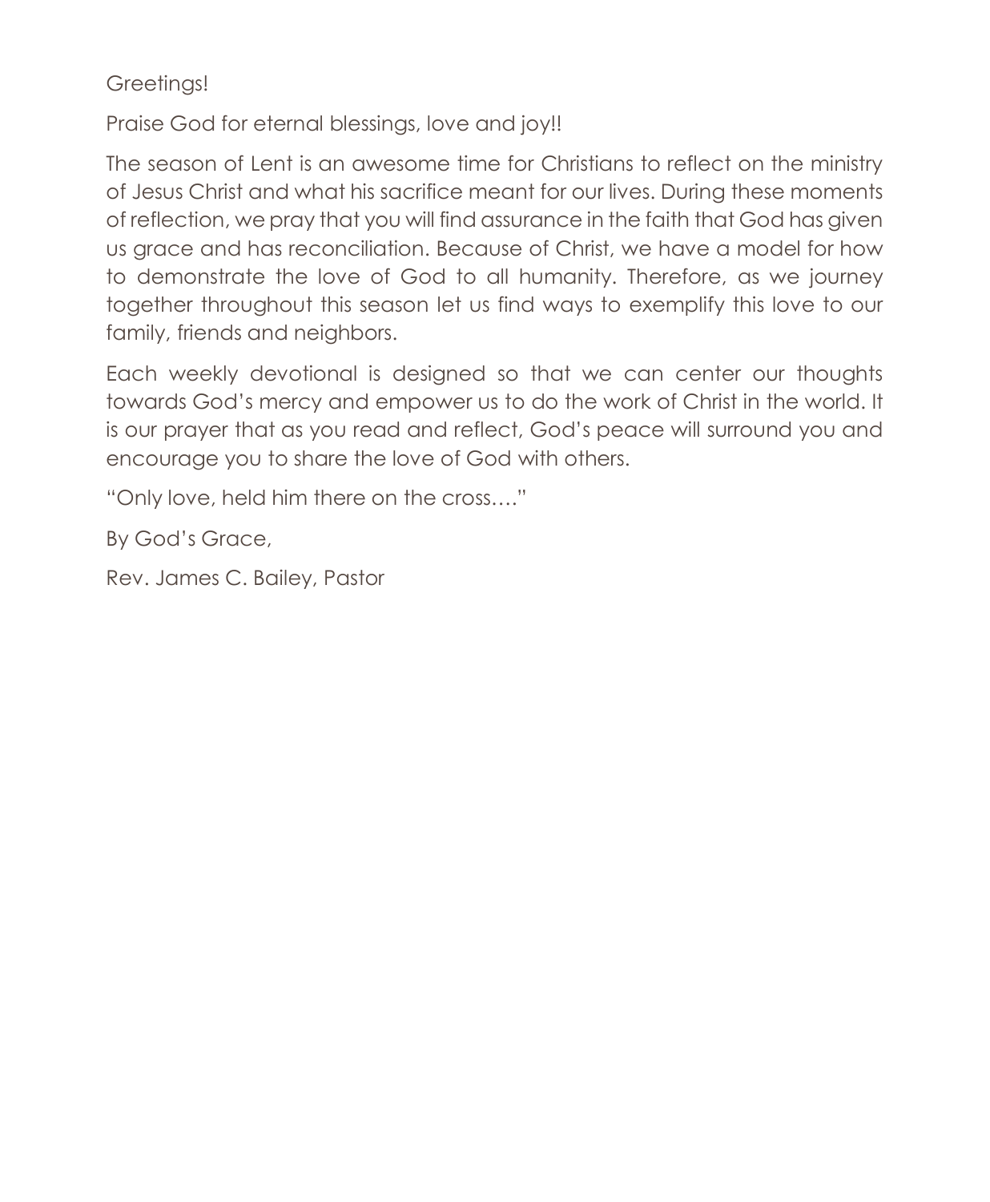Greetings!

Praise God for eternal blessings, love and joy!!

The season of Lent is an awesome time for Christians to reflect on the ministry of Jesus Christ and what his sacrifice meant for our lives. During these moments of reflection, we pray that you will find assurance in the faith that God has given us grace and has reconciliation. Because of Christ, we have a model for how to demonstrate the love of God to all humanity. Therefore, as we journey together throughout this season let us find ways to exemplify this love to our family, friends and neighbors.

Each weekly devotional is designed so that we can center our thoughts towards God's mercy and empower us to do the work of Christ in the world. It is our prayer that as you read and reflect, God's peace will surround you and encourage you to share the love of God with others.

"Only love, held him there on the cross…."

By God's Grace,

Rev. James C. Bailey, Pastor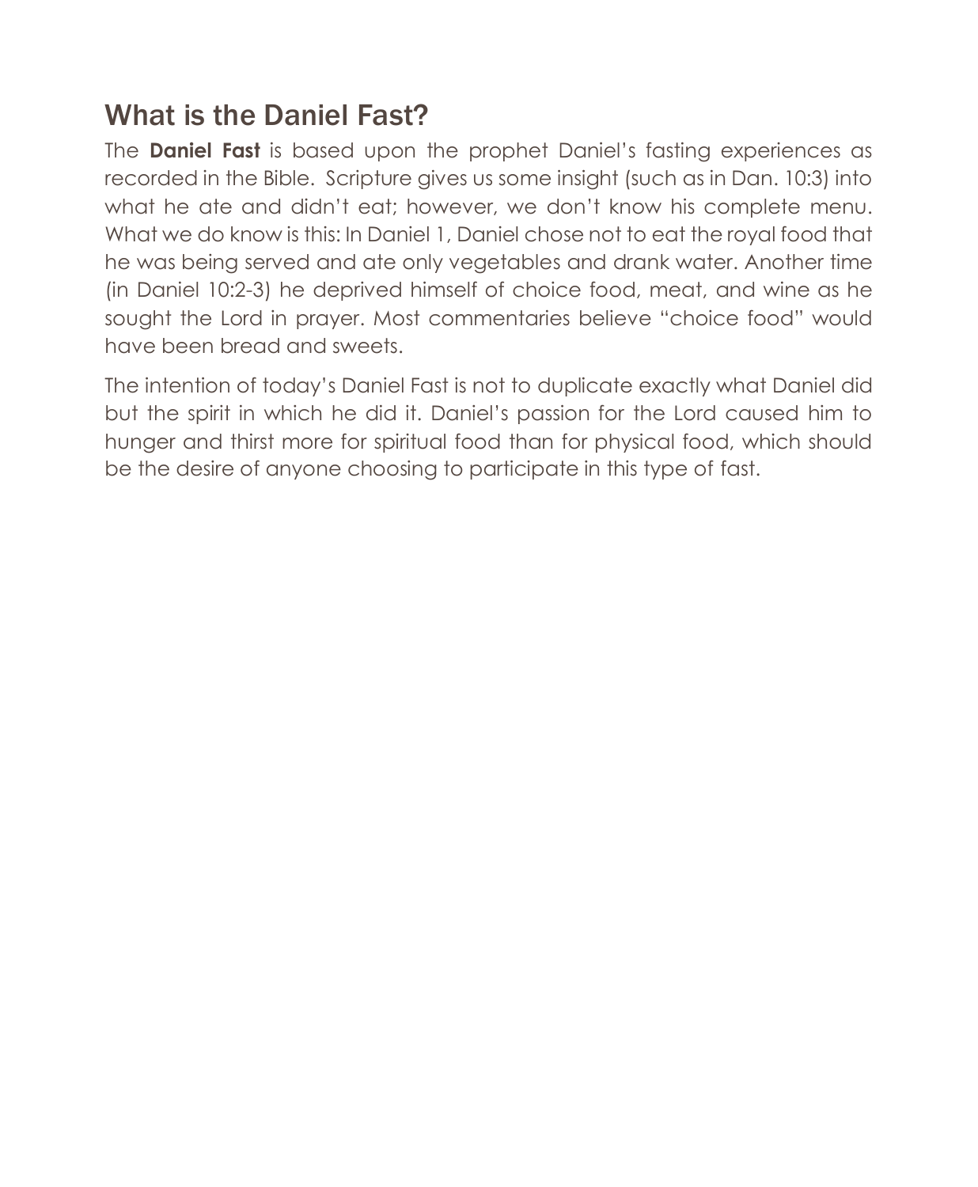## What is the Daniel Fast?

The **Daniel Fast** is based upon the prophet Daniel's fasting experiences as recorded in the Bible.  Scripture gives us some insight (such as in Dan. 10:3) into what he ate and didn't eat; however, we don't know his complete menu. What we do know is this: In Daniel 1, Daniel chose not to eat the royal food that he was being served and ate only vegetables and drank water. Another time (in Daniel 10:2-3) he deprived himself of choice food, meat, and wine as he sought the Lord in prayer. Most commentaries believe "choice food" would have been bread and sweets.

The intention of today's Daniel Fast is not to duplicate exactly what Daniel did but the spirit in which he did it. Daniel's passion for the Lord caused him to hunger and thirst more for spiritual food than for physical food, which should be the desire of anyone choosing to participate in this type of fast.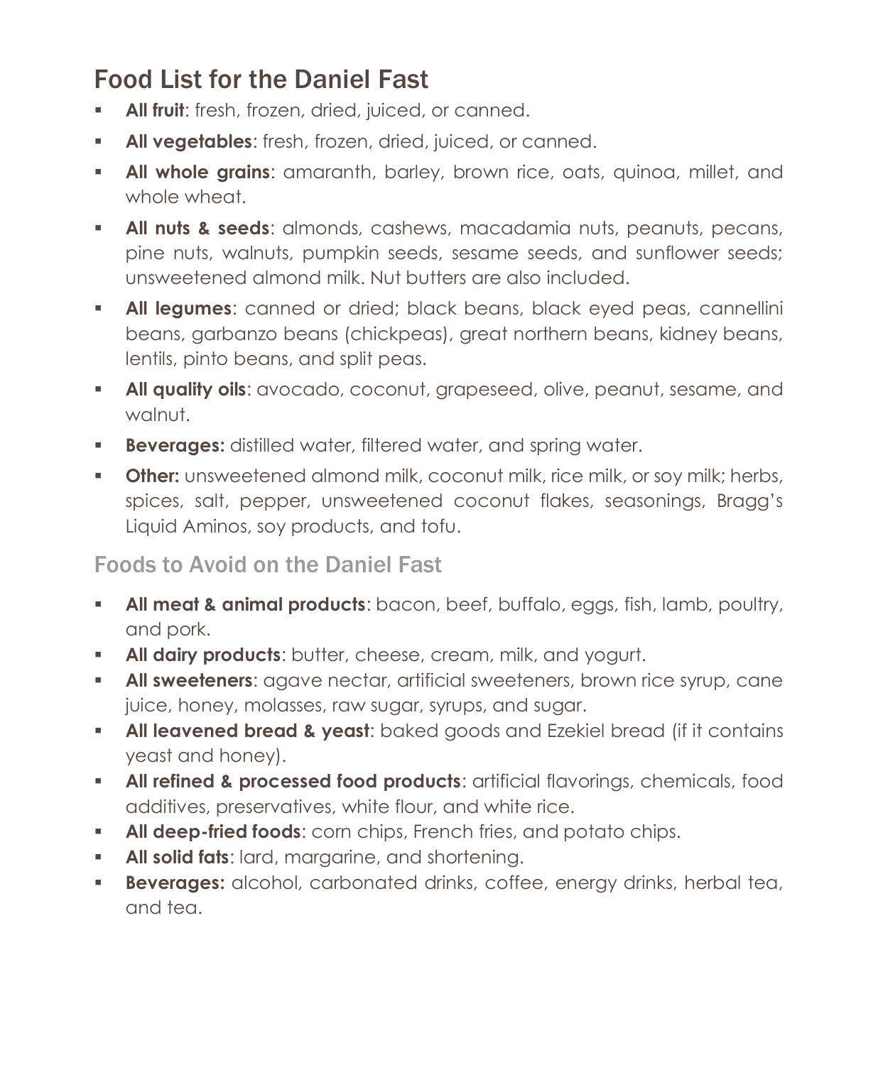## Food List for the Daniel Fast

- **All fruit**: fresh, frozen, dried, juiced, or canned.
- **All vegetables**: fresh, frozen, dried, juiced, or canned.
- **All whole grains**: amaranth, barley, brown rice, oats, quinoa, millet, and whole wheat.
- **All nuts & seeds**: almonds, cashews, macadamia nuts, peanuts, pecans, pine nuts, walnuts, pumpkin seeds, sesame seeds, and sunflower seeds; unsweetened almond milk. Nut butters are also included.
- **All legumes**: canned or dried; black beans, black eyed peas, cannellini beans, garbanzo beans (chickpeas), great northern beans, kidney beans, lentils, pinto beans, and split peas.
- **All quality oils**: avocado, coconut, grapeseed, olive, peanut, sesame, and walnut.
- **Beverages:** distilled water, filtered water, and spring water.
- **Other:** unsweetened almond milk, coconut milk, rice milk, or soy milk; herbs, spices, salt, pepper, unsweetened coconut flakes, seasonings, Bragg's Liquid Aminos, soy products, and tofu.

### Foods to Avoid on the Daniel Fast

- **All meat & animal products**: bacon, beef, buffalo, eggs, fish, lamb, poultry, and pork.
- **All dairy products**: butter, cheese, cream, milk, and yogurt.
- **All sweeteners**: agave nectar, artificial sweeteners, brown rice syrup, cane juice, honey, molasses, raw sugar, syrups, and sugar.
- **All leavened bread & yeast**: baked goods and Ezekiel bread (if it contains yeast and honey).
- **All refined & processed food products**: artificial flavorings, chemicals, food additives, preservatives, white flour, and white rice.
- **All deep-fried foods**: corn chips, French fries, and potato chips.
- **All solid fats**: lard, margarine, and shortening.
- **Beverages:** alcohol, carbonated drinks, coffee, energy drinks, herbal tea, and tea.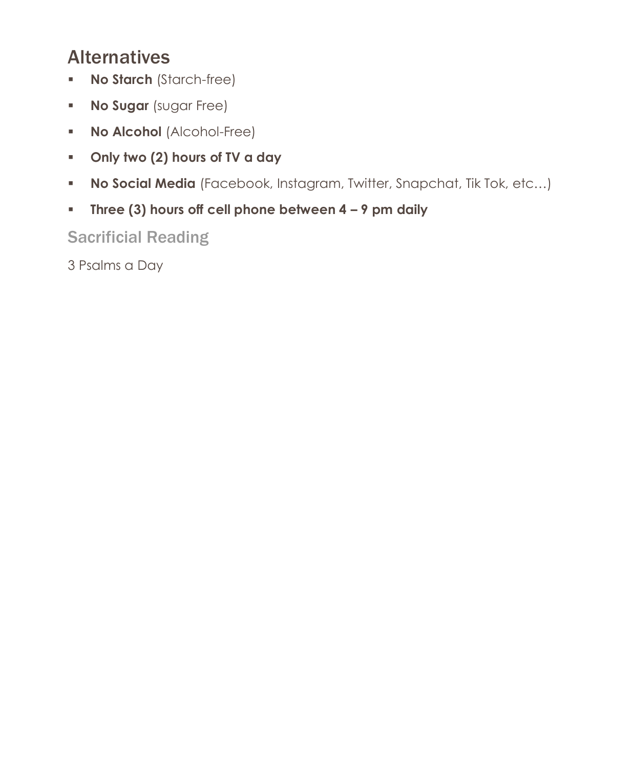## Alternatives

- **No Starch** (Starch-free)
- **No Sugar** (sugar Free)
- **No Alcohol** (Alcohol-Free)
- **Only two (2) hours of TV a day**
- **No Social Media** (Facebook, Instagram, Twitter, Snapchat, Tik Tok, etc…)
- **Three (3) hours off cell phone between 4 – 9 pm daily**

### Sacrificial Reading

3 Psalms a Day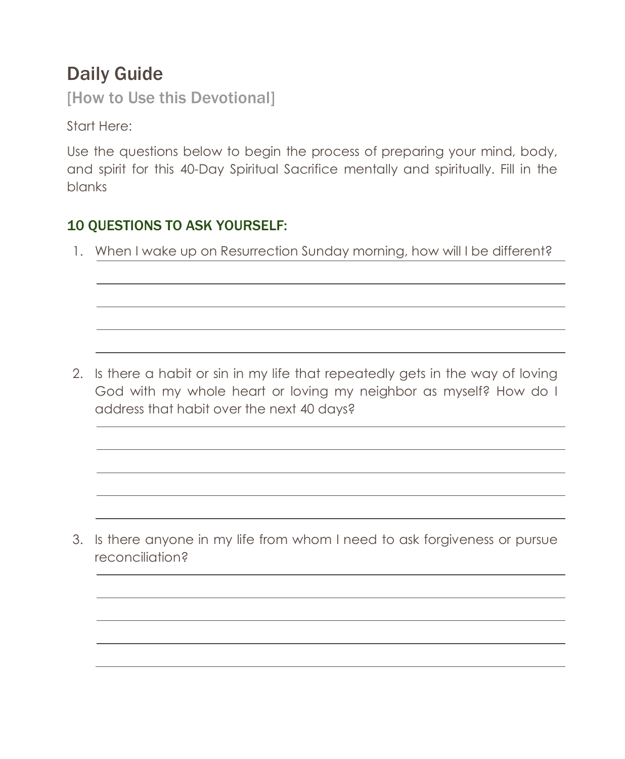# Daily Guide

## [How to Use this Devotional]

Start Here:

Use the questions below to begin the process of preparing your mind, body, and spirit for this 40-Day Spiritual Sacrifice mentally and spiritually. Fill in the blanks

### 10 QUESTIONS TO ASK YOURSELF:

1. When I wake up on Resurrection Sunday morning, how will I be different?

2. Is there a habit or sin in my life that repeatedly gets in the way of loving God with my whole heart or loving my neighbor as myself? How do I address that habit over the next 40 days?

3. Is there anyone in my life from whom I need to ask forgiveness or pursue reconciliation?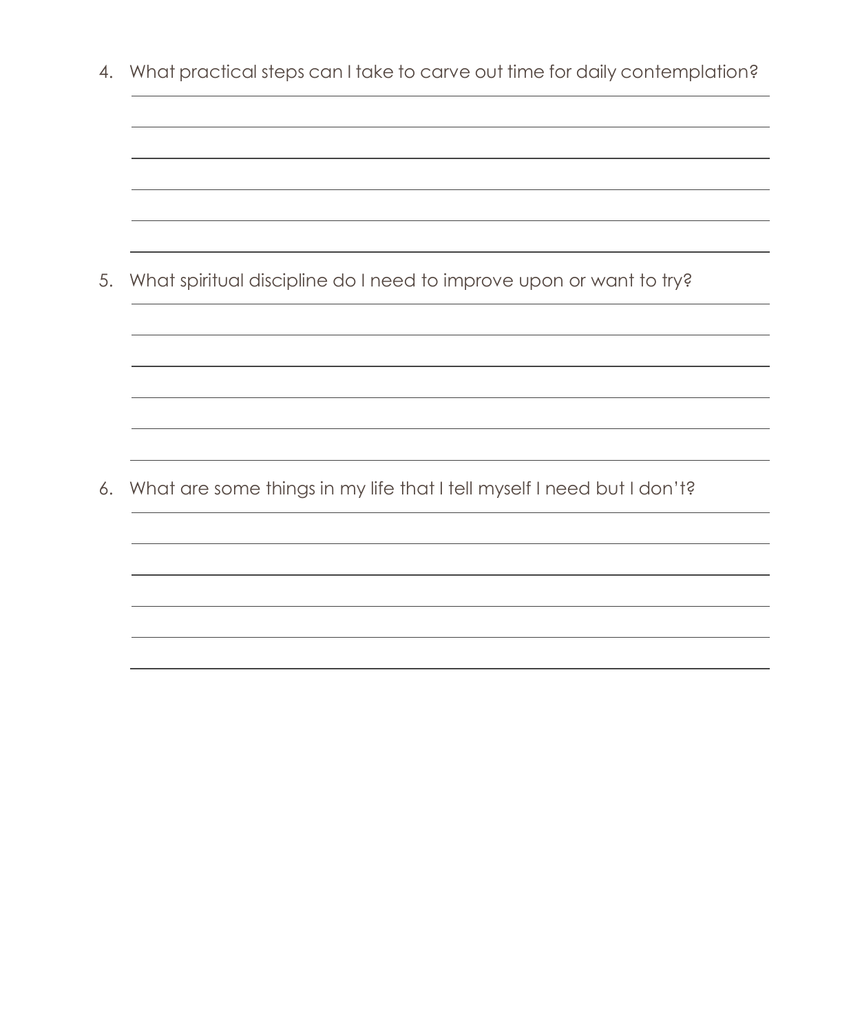4. What practical steps can I take to carve out time for daily contemplation?

5. What spiritual discipline do I need to improve upon or want to try?

6. What are some things in my life that I tell myself I need but I don't?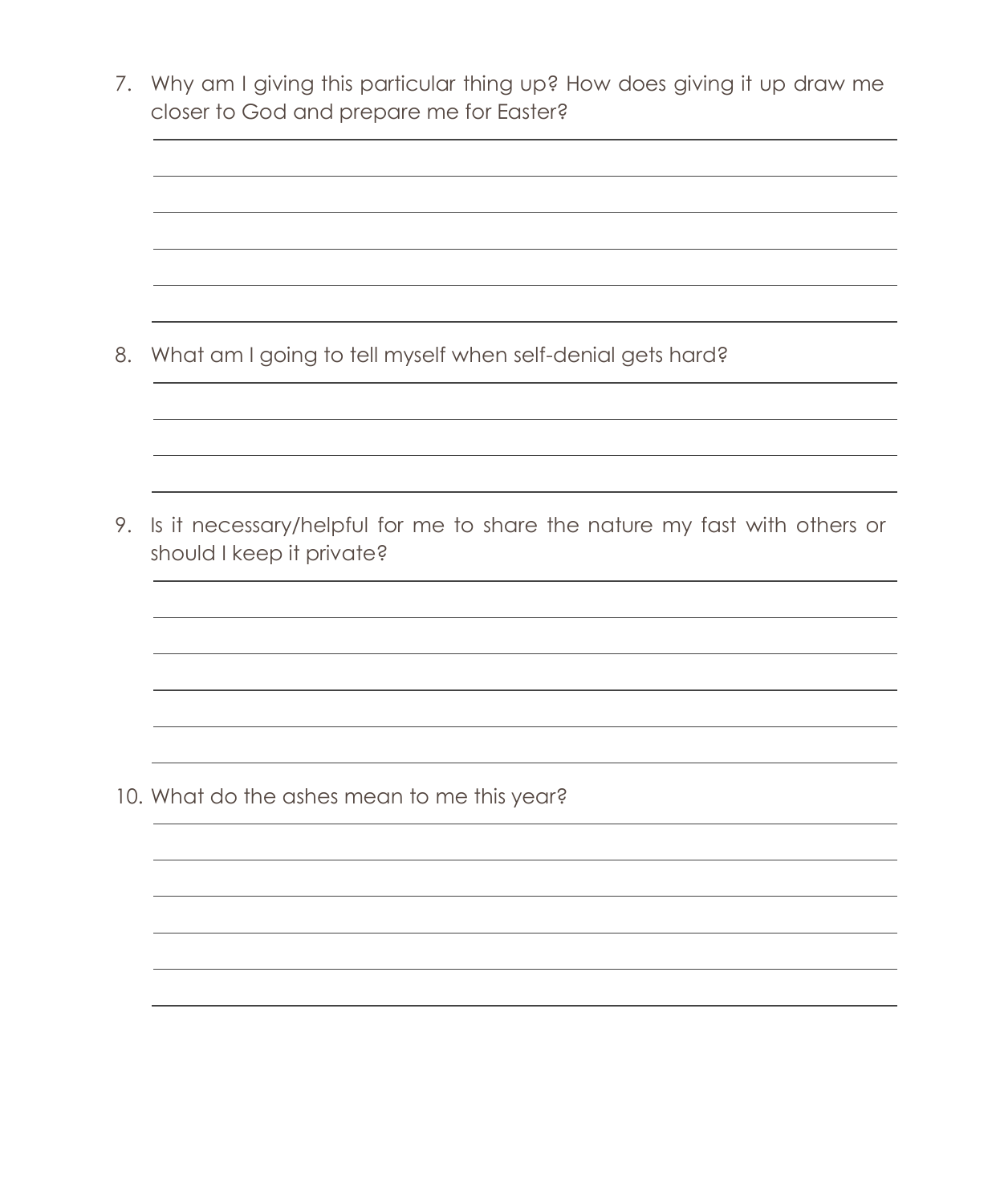7. Why am I giving this particular thing up? How does giving it up draw me closer to God and prepare me for Easter?

8. What am I going to tell myself when self-denial gets hard?

9. Is it necessary/helpful for me to share the nature my fast with others or should I keep it private?

10. What do the ashes mean to me this year?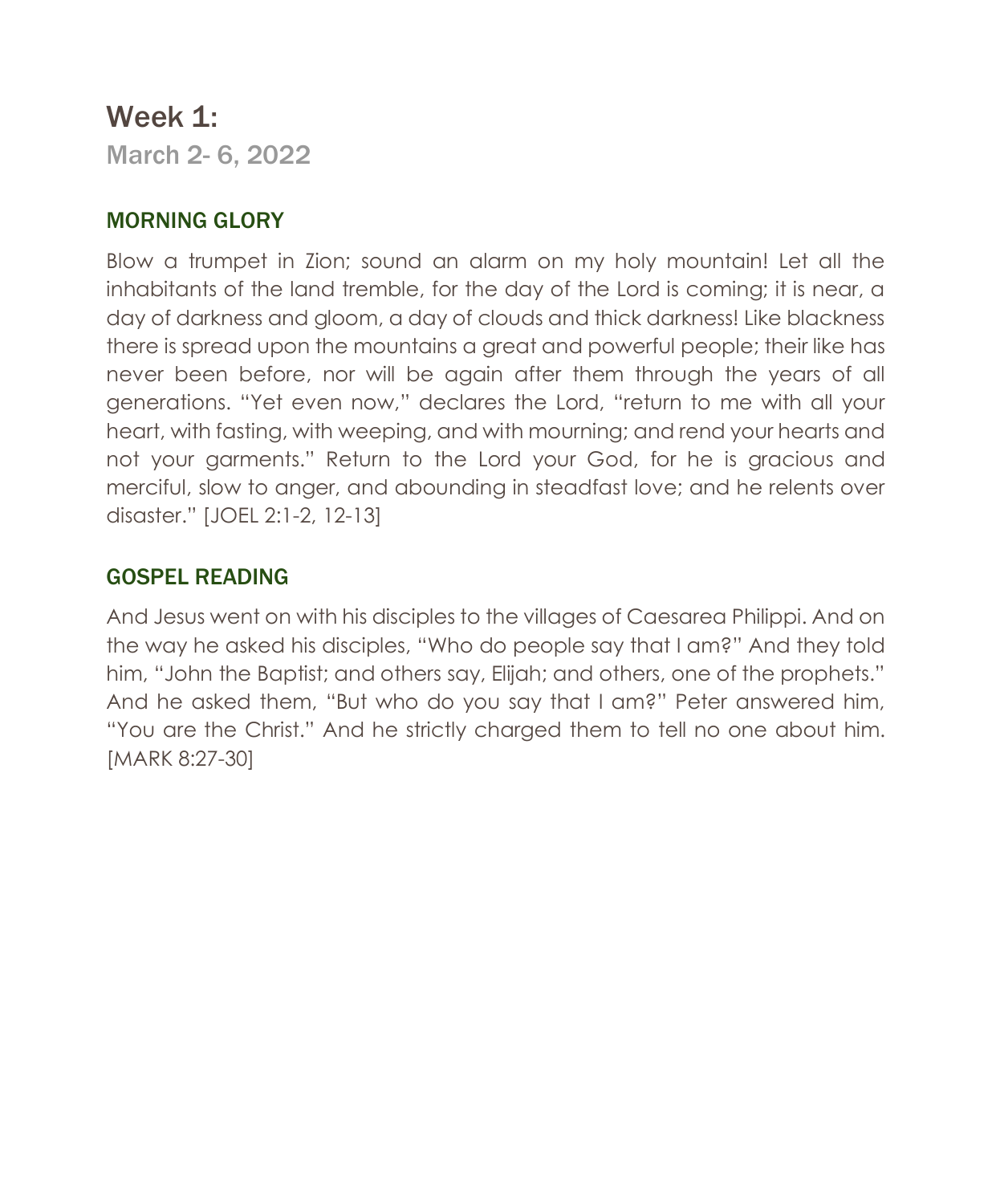# Week 1:

March 2- 6, 2022

## MORNING GLORY

Blow a trumpet in Zion; sound an alarm on my holy mountain! Let all the inhabitants of the land tremble, for the day of the Lord is coming; it is near, a day of darkness and gloom, a day of clouds and thick darkness! Like blackness there is spread upon the mountains a great and powerful people; their like has never been before, nor will be again after them through the years of all generations. "Yet even now," declares the Lord, "return to me with all your heart, with fasting, with weeping, and with mourning; and rend your hearts and not your garments." Return to the Lord your God, for he is gracious and merciful, slow to anger, and abounding in steadfast love; and he relents over disaster." [JOEL 2:1-2, 12-13]

## GOSPEL READING

And Jesus went on with his disciples to the villages of Caesarea Philippi. And on the way he asked his disciples, "Who do people say that I am?" And they told him, "John the Baptist; and others say, Elijah; and others, one of the prophets." And he asked them, "But who do you say that I am?" Peter answered him, "You are the Christ." And he strictly charged them to tell no one about him. [MARK 8:27-30]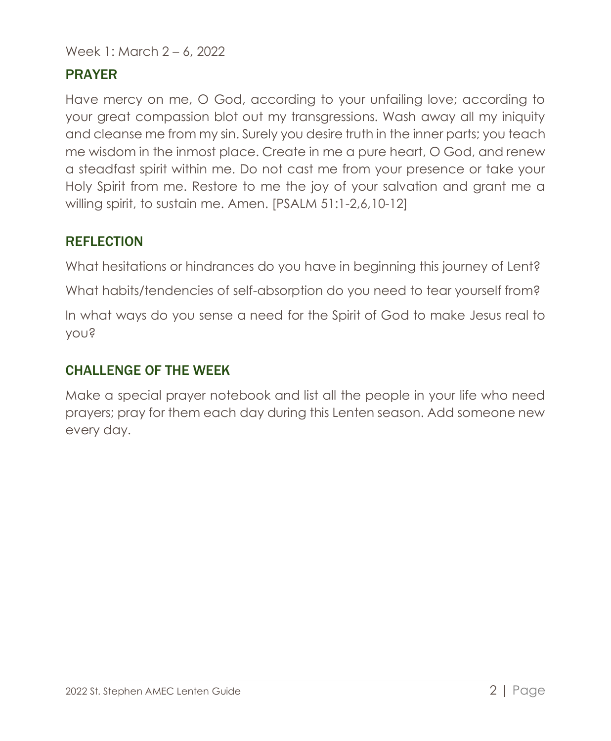Week 1: March 2 – 6, 2022

## PRAYER

Have mercy on me, O God, according to your unfailing love; according to your great compassion blot out my transgressions. Wash away all my iniquity and cleanse me from my sin. Surely you desire truth in the inner parts; you teach me wisdom in the inmost place. Create in me a pure heart, O God, and renew a steadfast spirit within me. Do not cast me from your presence or take your Holy Spirit from me. Restore to me the joy of your salvation and grant me a willing spirit, to sustain me. Amen. [PSALM 51:1-2,6,10-12]

## REFLECTION

What hesitations or hindrances do you have in beginning this journey of Lent?

What habits/tendencies of self-absorption do you need to tear yourself from?

In what ways do you sense a need for the Spirit of God to make Jesus real to you?

## CHALLENGE OF THE WEEK

Make a special prayer notebook and list all the people in your life who need prayers; pray for them each day during this Lenten season. Add someone new every day.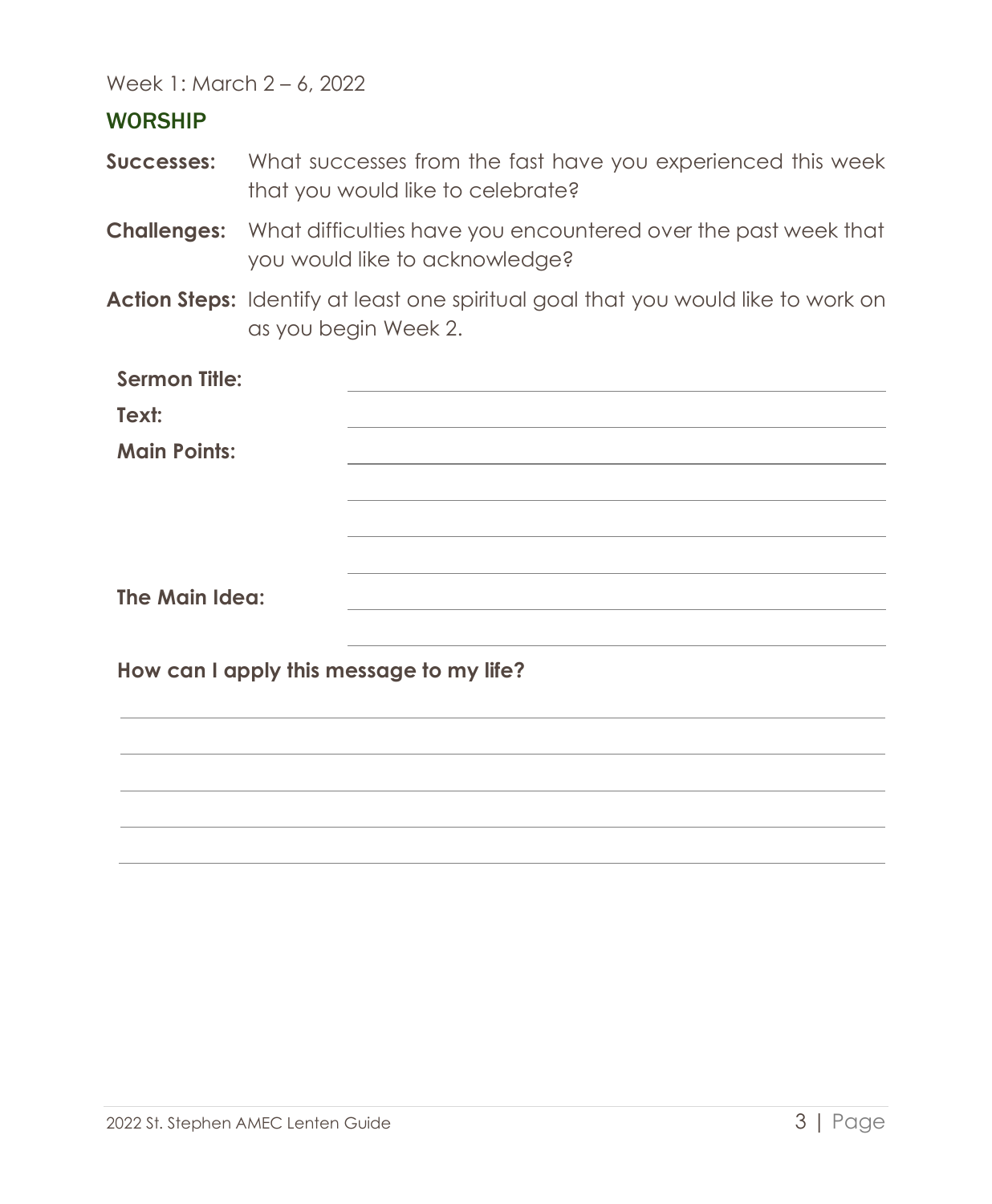Week 1: March 2 – 6, 2022

## WORSHIP

**Successes:** What successes from the fast have you experienced this week that you would like to celebrate?

**Challenges:** What difficulties have you encountered over the past week that you would like to acknowledge?

**Action Steps:** Identify at least one spiritual goal that you would like to work on as you begin Week 2.

**Sermon Title:** ______________________________

**Text:** ______________________________

**Main Points:** ______________________________

______________________________

______________________________

______________________________

**The Main Idea:** ______________________________

______________________________

**How can I apply this message to my life?**

______________________________

______________________________

______________________________

______________________________

______________________________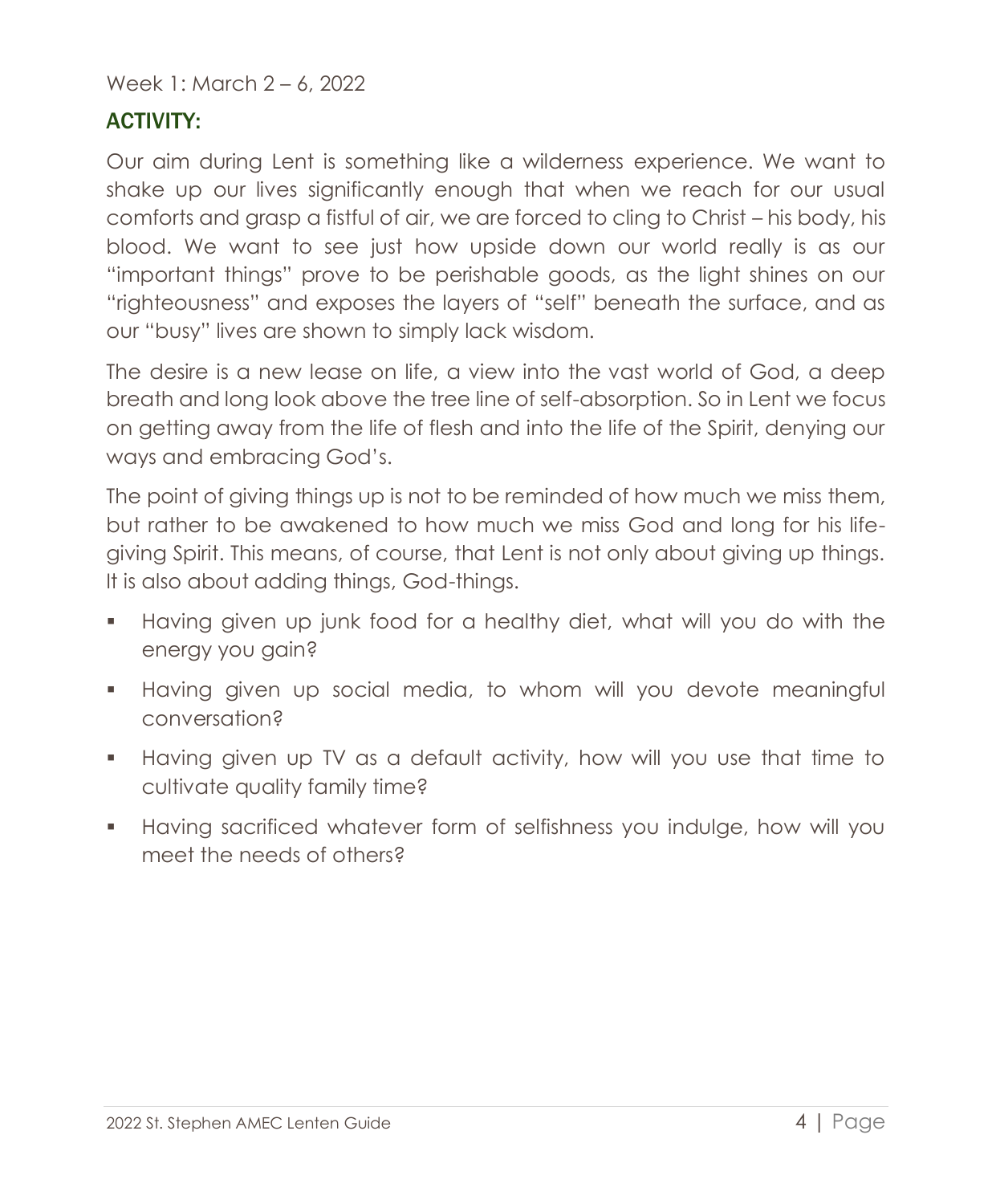Week 1: March 2 – 6, 2022

## ACTIVITY:

Our aim during Lent is something like a wilderness experience. We want to shake up our lives significantly enough that when we reach for our usual comforts and grasp a fistful of air, we are forced to cling to Christ – his body, his blood. We want to see just how upside down our world really is as our "important things" prove to be perishable goods, as the light shines on our "righteousness" and exposes the layers of "self" beneath the surface, and as our "busy" lives are shown to simply lack wisdom.

The desire is a new lease on life, a view into the vast world of God, a deep breath and long look above the tree line of self-absorption. So in Lent we focus on getting away from the life of flesh and into the life of the Spirit, denying our ways and embracing God's.

The point of giving things up is not to be reminded of how much we miss them, but rather to be awakened to how much we miss God and long for his life-giving Spirit. This means, of course, that Lent is not only about giving up things. It is also about adding things, God-things.

- Having given up junk food for a healthy diet, what will you do with the energy you gain?
- Having given up social media, to whom will you devote meaningful conversation?
- Having given up TV as a default activity, how will you use that time to cultivate quality family time?
- Having sacrificed whatever form of selfishness you indulge, how will you meet the needs of others?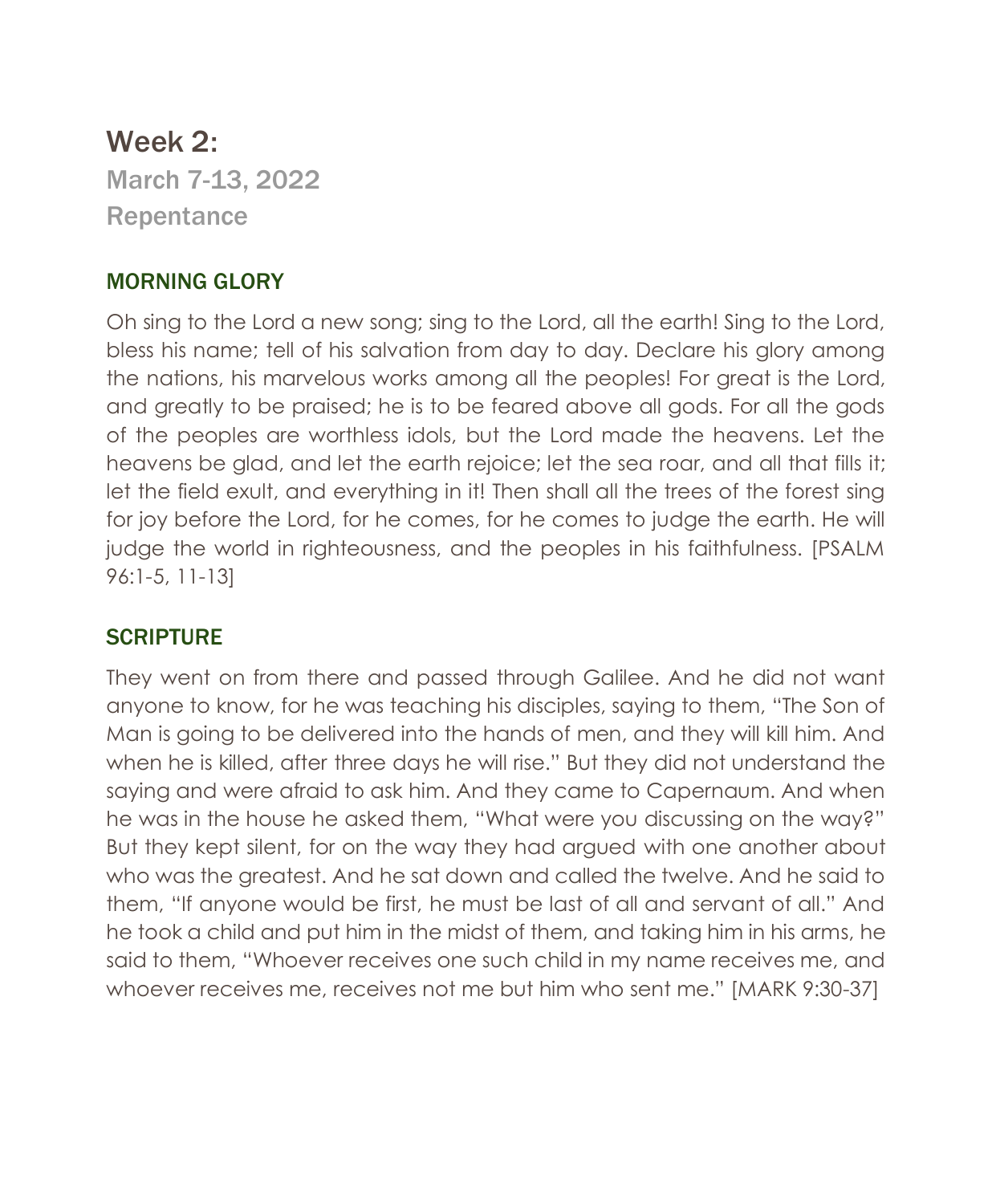# Week 2:

## March 7-13, 2022

## Repentance

### MORNING GLORY

Oh sing to the Lord a new song; sing to the Lord, all the earth! Sing to the Lord, bless his name; tell of his salvation from day to day. Declare his glory among the nations, his marvelous works among all the peoples! For great is the Lord, and greatly to be praised; he is to be feared above all gods. For all the gods of the peoples are worthless idols, but the Lord made the heavens. Let the heavens be glad, and let the earth rejoice; let the sea roar, and all that fills it; let the field exult, and everything in it! Then shall all the trees of the forest sing for joy before the Lord, for he comes, for he comes to judge the earth. He will judge the world in righteousness, and the peoples in his faithfulness. [PSALM 96:1-5, 11-13]

### SCRIPTURE

They went on from there and passed through Galilee. And he did not want anyone to know, for he was teaching his disciples, saying to them, "The Son of Man is going to be delivered into the hands of men, and they will kill him. And when he is killed, after three days he will rise." But they did not understand the saying and were afraid to ask him. And they came to Capernaum. And when he was in the house he asked them, "What were you discussing on the way?" But they kept silent, for on the way they had argued with one another about who was the greatest. And he sat down and called the twelve. And he said to them, "If anyone would be first, he must be last of all and servant of all." And he took a child and put him in the midst of them, and taking him in his arms, he said to them, "Whoever receives one such child in my name receives me, and whoever receives me, receives not me but him who sent me." [MARK 9:30-37]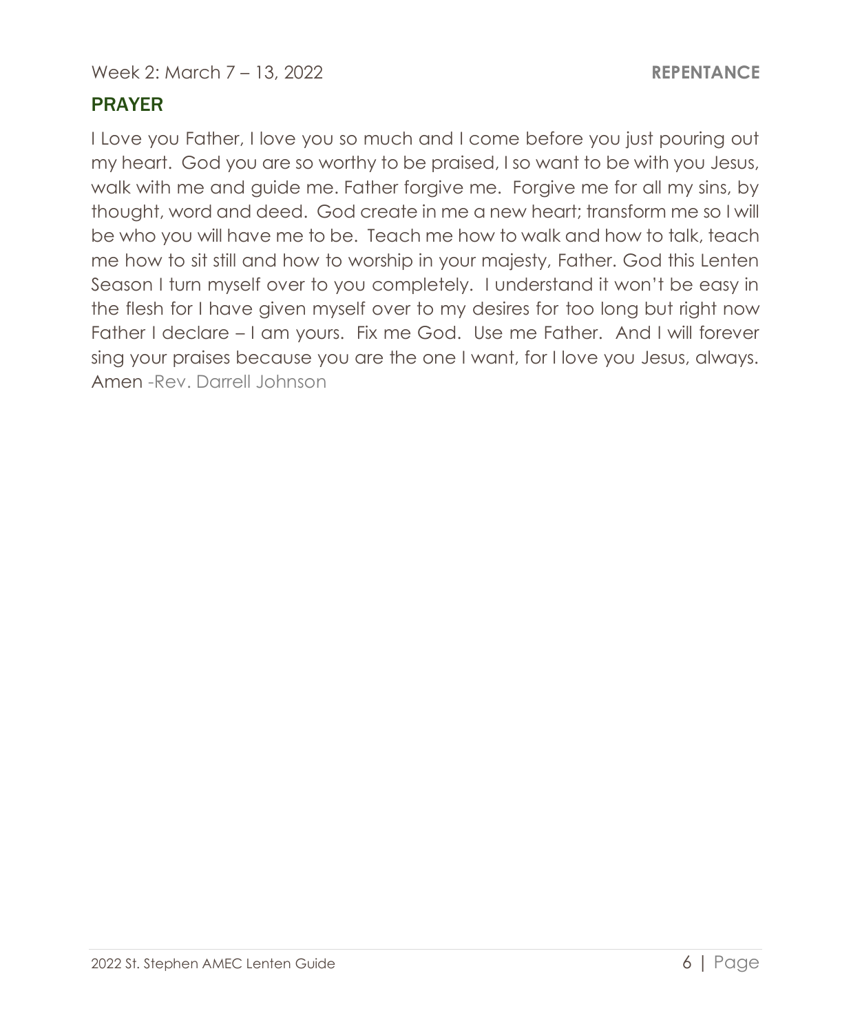Week 2: March 7 – 13, 2022 **REPENTANCE**

## PRAYER

I Love you Father, I love you so much and I come before you just pouring out my heart. God you are so worthy to be praised, I so want to be with you Jesus, walk with me and guide me. Father forgive me. Forgive me for all my sins, by thought, word and deed. God create in me a new heart; transform me so I will be who you will have me to be. Teach me how to walk and how to talk, teach me how to sit still and how to worship in your majesty, Father. God this Lenten Season I turn myself over to you completely. I understand it won't be easy in the flesh for I have given myself over to my desires for too long but right now Father I declare – I am yours. Fix me God. Use me Father. And I will forever sing your praises because you are the one I want, for I love you Jesus, always. Amen -Rev. Darrell Johnson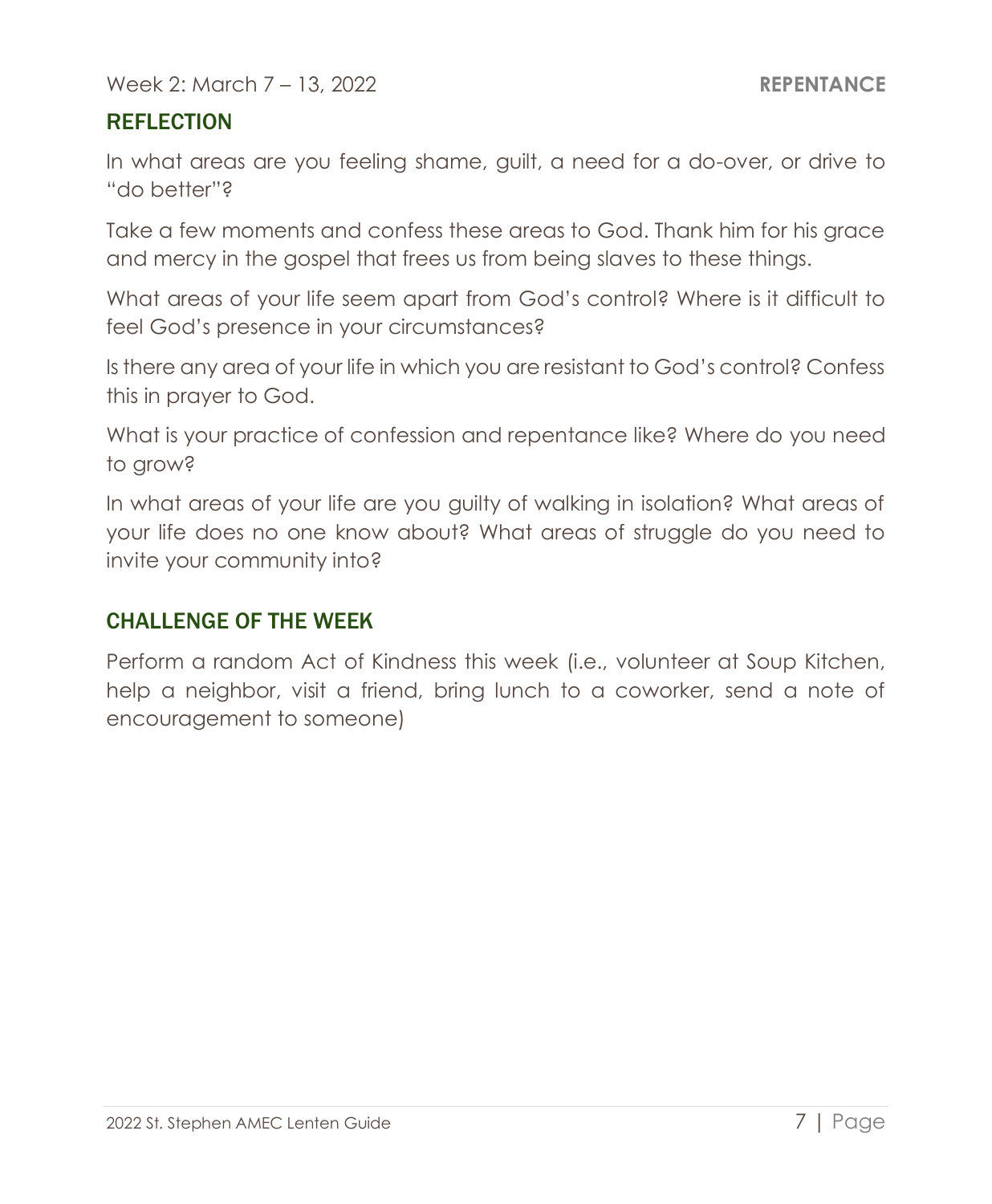Week 2: March 7 – 13, 2022 **REPENTANCE**

## REFLECTION

In what areas are you feeling shame, guilt, a need for a do-over, or drive to "do better"?

Take a few moments and confess these areas to God. Thank him for his grace and mercy in the gospel that frees us from being slaves to these things.

What areas of your life seem apart from God's control? Where is it difficult to feel God's presence in your circumstances?

Is there any area of your life in which you are resistant to God's control? Confess this in prayer to God.

What is your practice of confession and repentance like? Where do you need to grow?

In what areas of your life are you guilty of walking in isolation? What areas of your life does no one know about? What areas of struggle do you need to invite your community into?

## CHALLENGE OF THE WEEK

Perform a random Act of Kindness this week (i.e., volunteer at Soup Kitchen, help a neighbor, visit a friend, bring lunch to a coworker, send a note of encouragement to someone)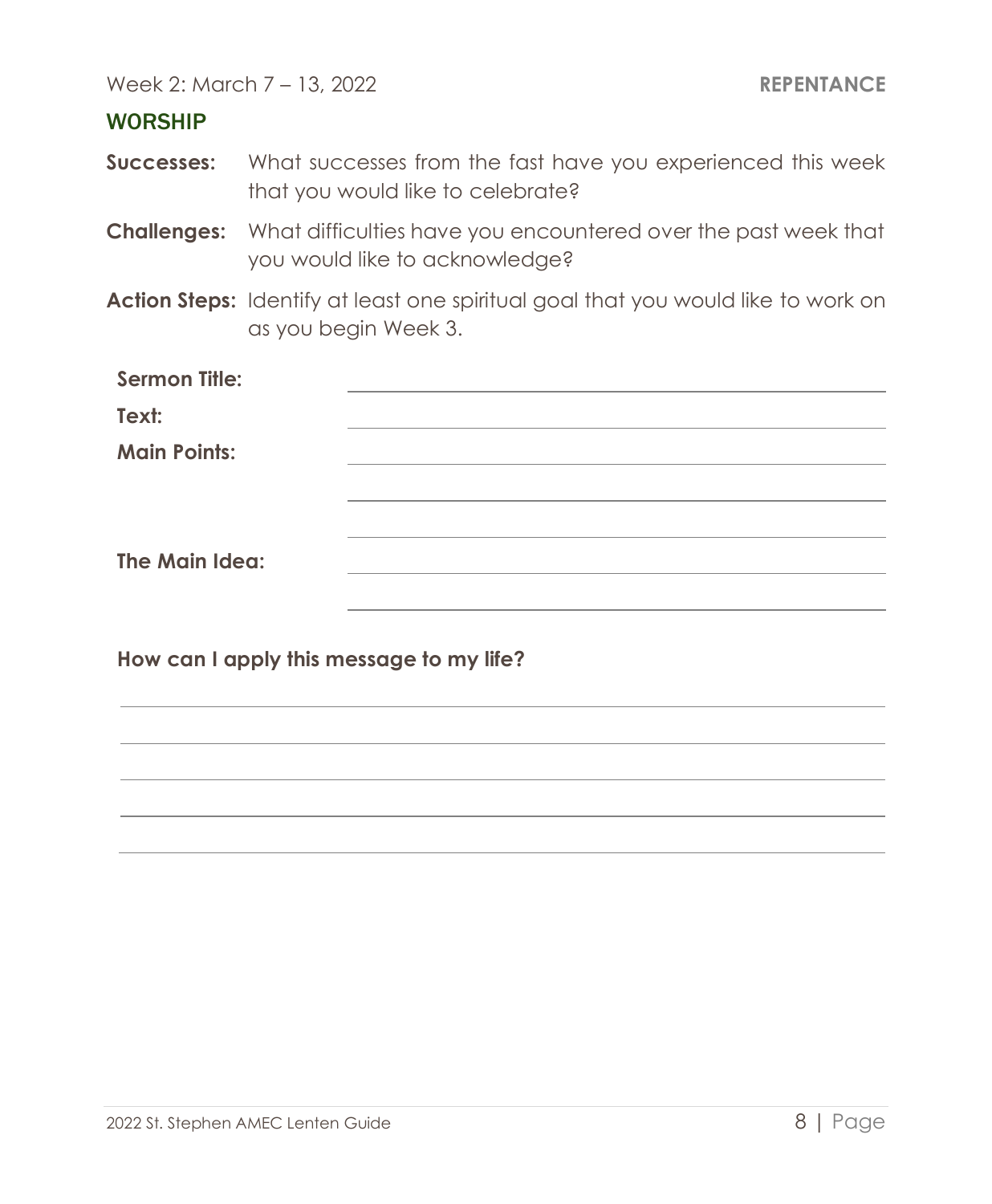Week 2: March 7 – 13, 2022 **REPENTANCE**

## WORSHIP

**Successes:** What successes from the fast have you experienced this week that you would like to celebrate?

**Challenges:** What difficulties have you encountered over the past week that you would like to acknowledge?

**Action Steps:** Identify at least one spiritual goal that you would like to work on as you begin Week 3.

**Sermon Title:** ______________________________

**Text:** ______________________________

**Main Points:** ______________________________

______________________________

______________________________

**The Main Idea:** ______________________________

______________________________

**How can I apply this message to my life?**

______________________________

______________________________

______________________________

______________________________

______________________________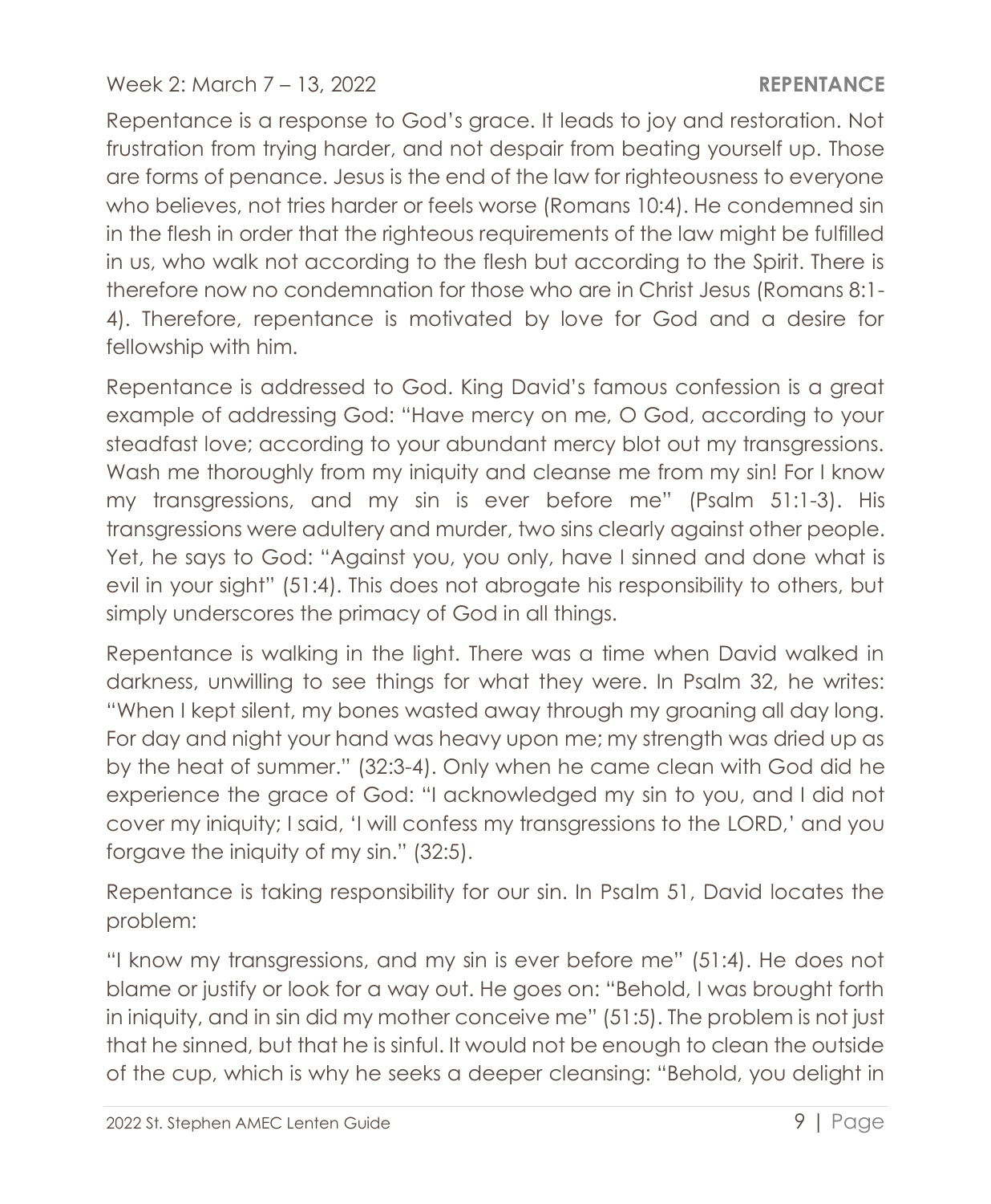Week 2: March 7 – 13, 2022 **REPENTANCE**

Repentance is a response to God's grace. It leads to joy and restoration. Not frustration from trying harder, and not despair from beating yourself up. Those are forms of penance. Jesus is the end of the law for righteousness to everyone who believes, not tries harder or feels worse (Romans 10:4). He condemned sin in the flesh in order that the righteous requirements of the law might be fulfilled in us, who walk not according to the flesh but according to the Spirit. There is therefore now no condemnation for those who are in Christ Jesus (Romans 8:1-4). Therefore, repentance is motivated by love for God and a desire for fellowship with him.

Repentance is addressed to God. King David's famous confession is a great example of addressing God: "Have mercy on me, O God, according to your steadfast love; according to your abundant mercy blot out my transgressions. Wash me thoroughly from my iniquity and cleanse me from my sin! For I know my transgressions, and my sin is ever before me" (Psalm 51:1-3). His transgressions were adultery and murder, two sins clearly against other people. Yet, he says to God: "Against you, you only, have I sinned and done what is evil in your sight" (51:4). This does not abrogate his responsibility to others, but simply underscores the primacy of God in all things.

Repentance is walking in the light. There was a time when David walked in darkness, unwilling to see things for what they were. In Psalm 32, he writes: "When I kept silent, my bones wasted away through my groaning all day long. For day and night your hand was heavy upon me; my strength was dried up as by the heat of summer." (32:3-4). Only when he came clean with God did he experience the grace of God: "I acknowledged my sin to you, and I did not cover my iniquity; I said, 'I will confess my transgressions to the LORD,' and you forgave the iniquity of my sin." (32:5).

Repentance is taking responsibility for our sin. In Psalm 51, David locates the problem:

"I know my transgressions, and my sin is ever before me" (51:4). He does not blame or justify or look for a way out. He goes on: "Behold, I was brought forth in iniquity, and in sin did my mother conceive me" (51:5). The problem is not just that he sinned, but that he is sinful. It would not be enough to clean the outside of the cup, which is why he seeks a deeper cleansing: "Behold, you delight in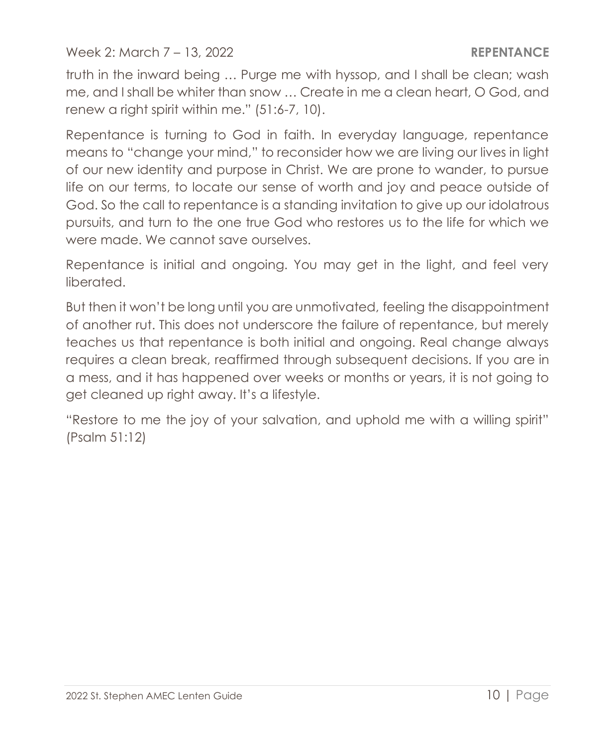truth in the inward being … Purge me with hyssop, and I shall be clean; wash me, and I shall be whiter than snow … Create in me a clean heart, O God, and renew a right spirit within me." (51:6-7, 10).

Repentance is turning to God in faith. In everyday language, repentance means to "change your mind," to reconsider how we are living our lives in light of our new identity and purpose in Christ. We are prone to wander, to pursue life on our terms, to locate our sense of worth and joy and peace outside of God. So the call to repentance is a standing invitation to give up our idolatrous pursuits, and turn to the one true God who restores us to the life for which we were made. We cannot save ourselves.

Repentance is initial and ongoing. You may get in the light, and feel very liberated.

But then it won't be long until you are unmotivated, feeling the disappointment of another rut. This does not underscore the failure of repentance, but merely teaches us that repentance is both initial and ongoing. Real change always requires a clean break, reaffirmed through subsequent decisions. If you are in a mess, and it has happened over weeks or months or years, it is not going to get cleaned up right away. It's a lifestyle.

"Restore to me the joy of your salvation, and uphold me with a willing spirit" (Psalm 51:12)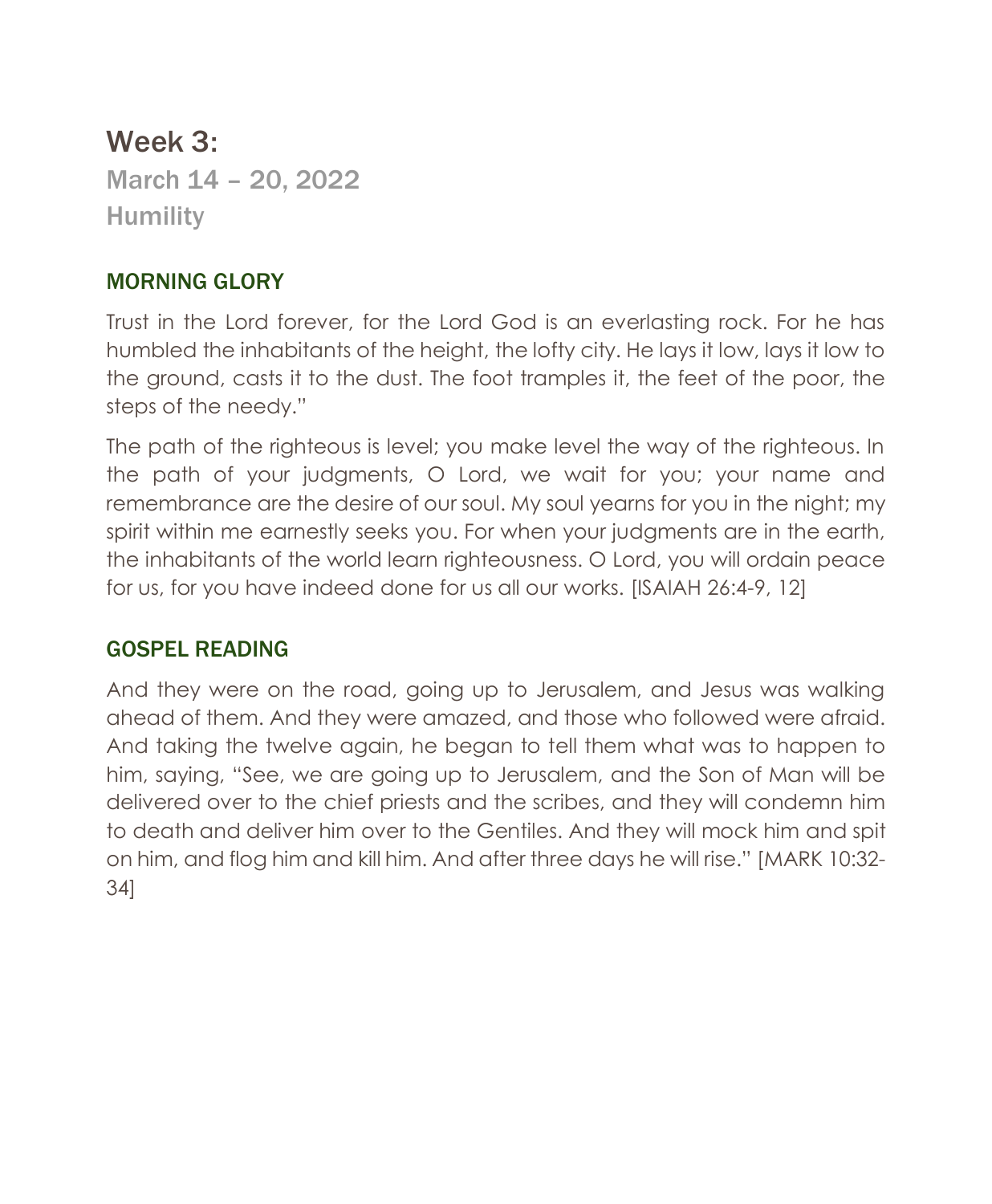# Week 3:

## March 14 – 20, 2022

## Humility

### MORNING GLORY

Trust in the Lord forever, for the Lord God is an everlasting rock. For he has humbled the inhabitants of the height, the lofty city. He lays it low, lays it low to the ground, casts it to the dust. The foot tramples it, the feet of the poor, the steps of the needy."

The path of the righteous is level; you make level the way of the righteous. In the path of your judgments, O Lord, we wait for you; your name and remembrance are the desire of our soul. My soul yearns for you in the night; my spirit within me earnestly seeks you. For when your judgments are in the earth, the inhabitants of the world learn righteousness. O Lord, you will ordain peace for us, for you have indeed done for us all our works. [ISAIAH 26:4-9, 12]

### GOSPEL READING

And they were on the road, going up to Jerusalem, and Jesus was walking ahead of them. And they were amazed, and those who followed were afraid. And taking the twelve again, he began to tell them what was to happen to him, saying, "See, we are going up to Jerusalem, and the Son of Man will be delivered over to the chief priests and the scribes, and they will condemn him to death and deliver him over to the Gentiles. And they will mock him and spit on him, and flog him and kill him. And after three days he will rise." [MARK 10:32-34]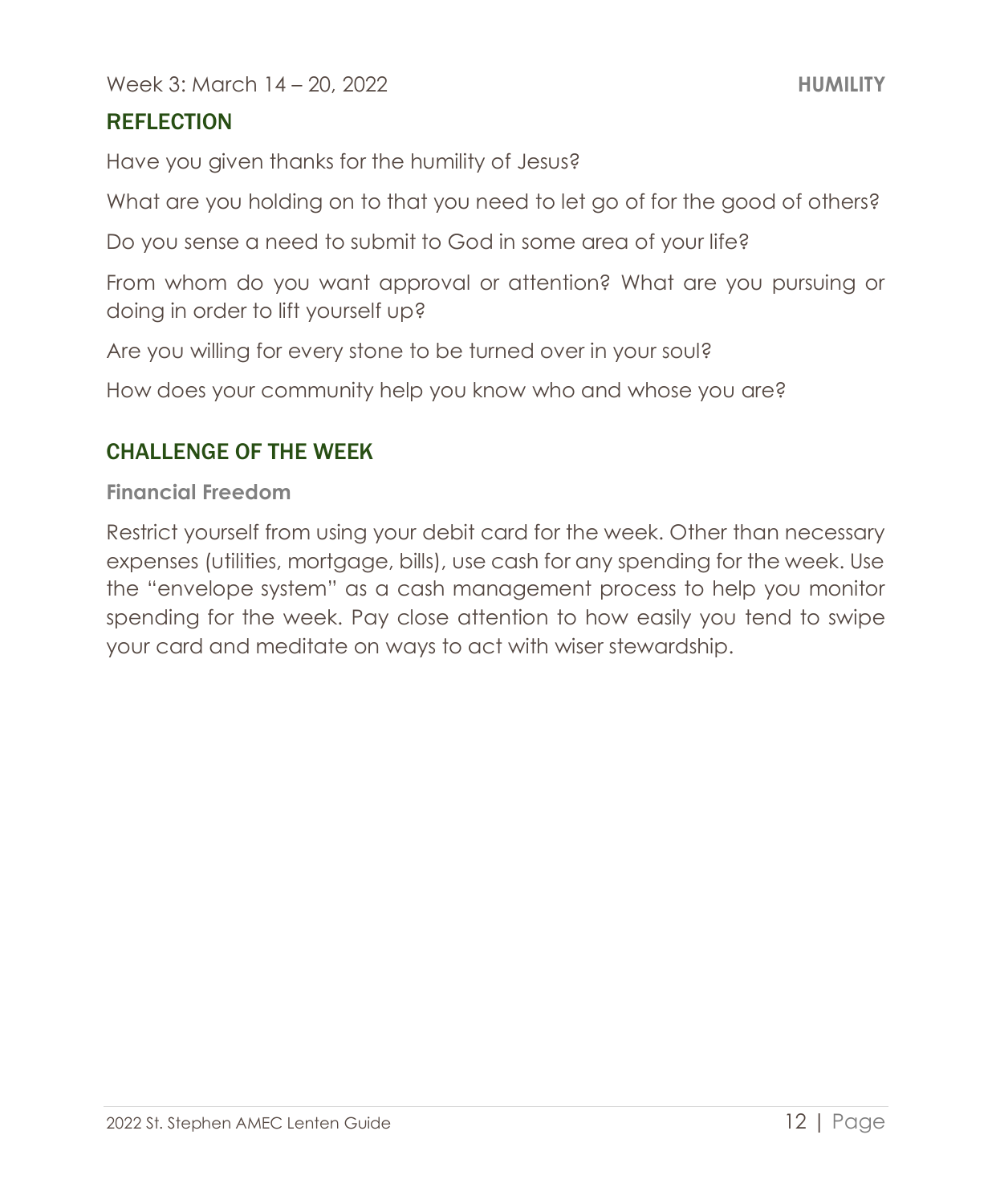Week 3: March 14 – 20, 2022 **HUMILITY**

## REFLECTION

Have you given thanks for the humility of Jesus?

What are you holding on to that you need to let go of for the good of others?

Do you sense a need to submit to God in some area of your life?

From whom do you want approval or attention? What are you pursuing or doing in order to lift yourself up?

Are you willing for every stone to be turned over in your soul?

How does your community help you know who and whose you are?

## CHALLENGE OF THE WEEK

**Financial Freedom**

Restrict yourself from using your debit card for the week. Other than necessary expenses (utilities, mortgage, bills), use cash for any spending for the week. Use the "envelope system" as a cash management process to help you monitor spending for the week. Pay close attention to how easily you tend to swipe your card and meditate on ways to act with wiser stewardship.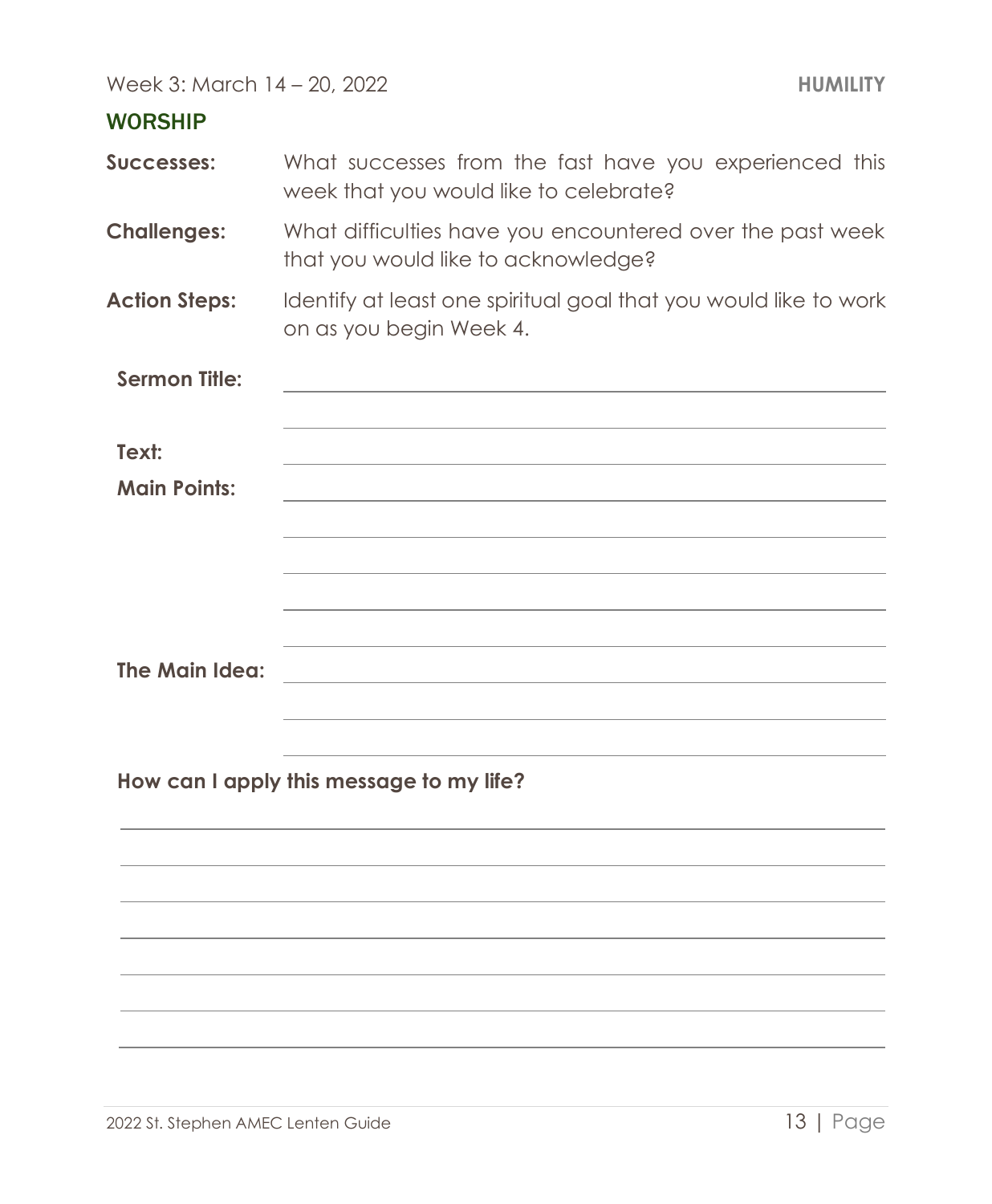Week 3: March 14 – 20, 2022 **HUMILITY**

## WORSHIP

**Successes:** What successes from the fast have you experienced this week that you would like to celebrate?

**Challenges:** What difficulties have you encountered over the past week that you would like to acknowledge?

**Action Steps:** Identify at least one spiritual goal that you would like to work on as you begin Week 4.

**Sermon Title:** \_\_\_\_\_\_\_\_\_\_\_\_\_\_\_\_\_\_\_\_\_\_\_\_\_\_\_\_\_\_\_\_\_\_\_\_\_\_\_\_

\_\_\_\_\_\_\_\_\_\_\_\_\_\_\_\_\_\_\_\_\_\_\_\_\_\_\_\_\_\_\_\_\_\_\_\_\_\_\_\_

**Text:** \_\_\_\_\_\_\_\_\_\_\_\_\_\_\_\_\_\_\_\_\_\_\_\_\_\_\_\_\_\_\_\_\_\_\_\_\_\_\_\_

**Main Points:** \_\_\_\_\_\_\_\_\_\_\_\_\_\_\_\_\_\_\_\_\_\_\_\_\_\_\_\_\_\_\_\_\_\_\_\_\_\_\_\_

\_\_\_\_\_\_\_\_\_\_\_\_\_\_\_\_\_\_\_\_\_\_\_\_\_\_\_\_\_\_\_\_\_\_\_\_\_\_\_\_

\_\_\_\_\_\_\_\_\_\_\_\_\_\_\_\_\_\_\_\_\_\_\_\_\_\_\_\_\_\_\_\_\_\_\_\_\_\_\_\_

\_\_\_\_\_\_\_\_\_\_\_\_\_\_\_\_\_\_\_\_\_\_\_\_\_\_\_\_\_\_\_\_\_\_\_\_\_\_\_\_

\_\_\_\_\_\_\_\_\_\_\_\_\_\_\_\_\_\_\_\_\_\_\_\_\_\_\_\_\_\_\_\_\_\_\_\_\_\_\_\_

**The Main Idea:** \_\_\_\_\_\_\_\_\_\_\_\_\_\_\_\_\_\_\_\_\_\_\_\_\_\_\_\_\_\_\_\_\_\_\_\_\_\_\_\_

\_\_\_\_\_\_\_\_\_\_\_\_\_\_\_\_\_\_\_\_\_\_\_\_\_\_\_\_\_\_\_\_\_\_\_\_\_\_\_\_

\_\_\_\_\_\_\_\_\_\_\_\_\_\_\_\_\_\_\_\_\_\_\_\_\_\_\_\_\_\_\_\_\_\_\_\_\_\_\_\_

**How can I apply this message to my life?**

\_\_\_\_\_\_\_\_\_\_\_\_\_\_\_\_\_\_\_\_\_\_\_\_\_\_\_\_\_\_\_\_\_\_\_\_\_\_\_\_\_\_\_\_\_\_\_\_\_\_\_\_

\_\_\_\_\_\_\_\_\_\_\_\_\_\_\_\_\_\_\_\_\_\_\_\_\_\_\_\_\_\_\_\_\_\_\_\_\_\_\_\_\_\_\_\_\_\_\_\_\_\_\_\_

\_\_\_\_\_\_\_\_\_\_\_\_\_\_\_\_\_\_\_\_\_\_\_\_\_\_\_\_\_\_\_\_\_\_\_\_\_\_\_\_\_\_\_\_\_\_\_\_\_\_\_\_

\_\_\_\_\_\_\_\_\_\_\_\_\_\_\_\_\_\_\_\_\_\_\_\_\_\_\_\_\_\_\_\_\_\_\_\_\_\_\_\_\_\_\_\_\_\_\_\_\_\_\_\_

\_\_\_\_\_\_\_\_\_\_\_\_\_\_\_\_\_\_\_\_\_\_\_\_\_\_\_\_\_\_\_\_\_\_\_\_\_\_\_\_\_\_\_\_\_\_\_\_\_\_\_\_

\_\_\_\_\_\_\_\_\_\_\_\_\_\_\_\_\_\_\_\_\_\_\_\_\_\_\_\_\_\_\_\_\_\_\_\_\_\_\_\_\_\_\_\_\_\_\_\_\_\_\_\_

\_\_\_\_\_\_\_\_\_\_\_\_\_\_\_\_\_\_\_\_\_\_\_\_\_\_\_\_\_\_\_\_\_\_\_\_\_\_\_\_\_\_\_\_\_\_\_\_\_\_\_\_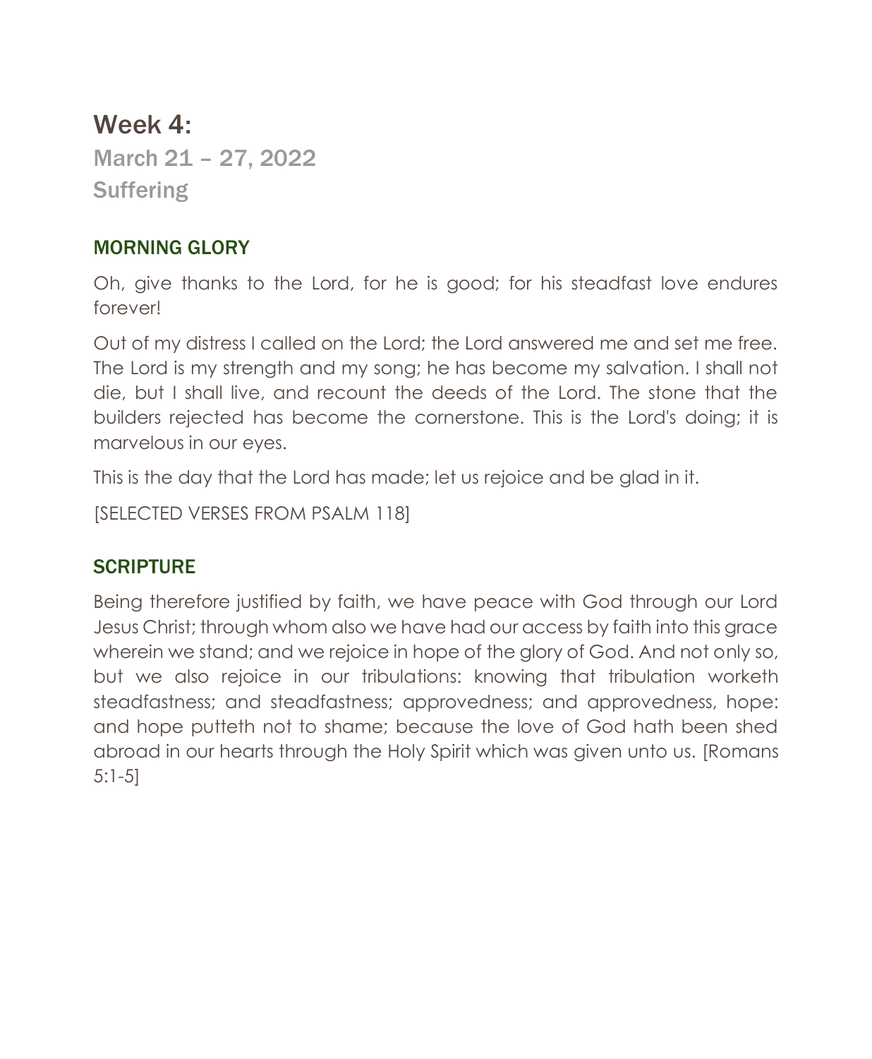# Week 4:

## March 21 – 27, 2022

## Suffering

### MORNING GLORY

Oh, give thanks to the Lord, for he is good; for his steadfast love endures forever!

Out of my distress I called on the Lord; the Lord answered me and set me free. The Lord is my strength and my song; he has become my salvation. I shall not die, but I shall live, and recount the deeds of the Lord. The stone that the builders rejected has become the cornerstone. This is the Lord's doing; it is marvelous in our eyes.

This is the day that the Lord has made; let us rejoice and be glad in it.

[SELECTED VERSES FROM PSALM 118]

### SCRIPTURE

Being therefore justified by faith, we have peace with God through our Lord Jesus Christ; through whom also we have had our access by faith into this grace wherein we stand; and we rejoice in hope of the glory of God. And not only so, but we also rejoice in our tribulations: knowing that tribulation worketh steadfastness; and steadfastness; approvedness; and approvedness, hope: and hope putteth not to shame; because the love of God hath been shed abroad in our hearts through the Holy Spirit which was given unto us. [Romans 5:1-5]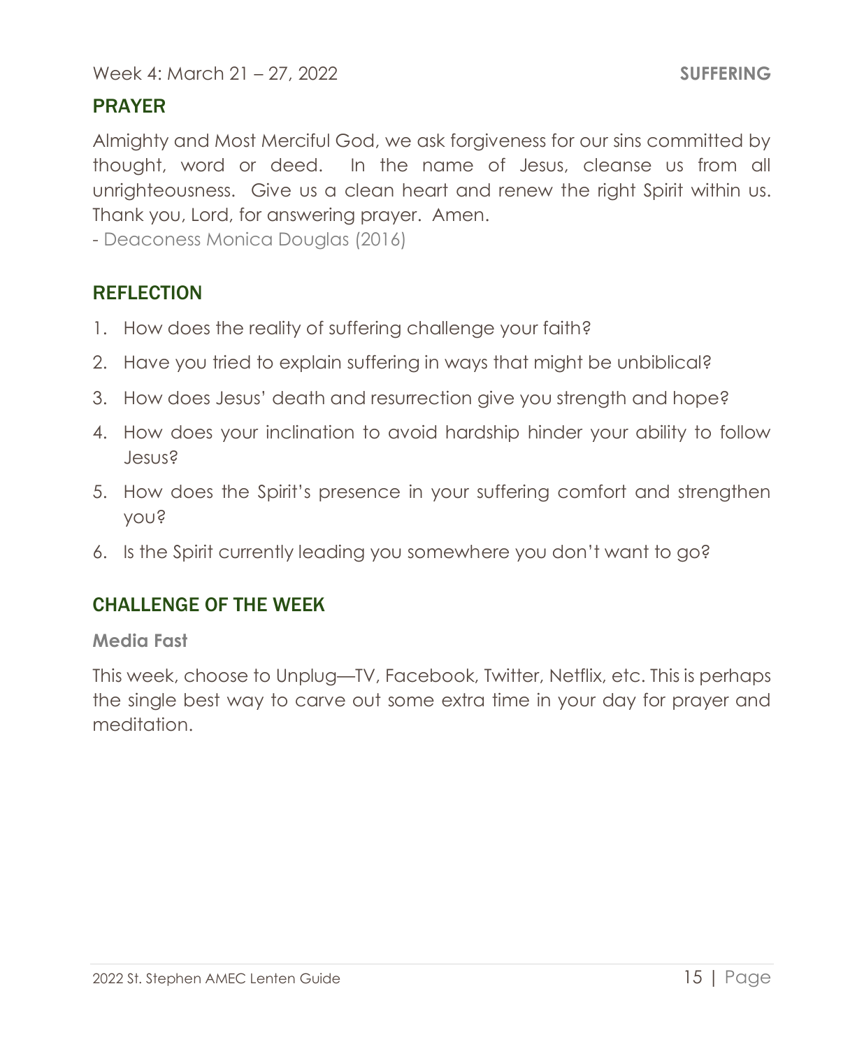Week 4: March 21 – 27, 2022 **SUFFERING**

## PRAYER

Almighty and Most Merciful God, we ask forgiveness for our sins committed by thought, word or deed. In the name of Jesus, cleanse us from all unrighteousness. Give us a clean heart and renew the right Spirit within us. Thank you, Lord, for answering prayer. Amen.

- Deaconess Monica Douglas (2016)

## REFLECTION

1. How does the reality of suffering challenge your faith?
2. Have you tried to explain suffering in ways that might be unbiblical?
3. How does Jesus' death and resurrection give you strength and hope?
4. How does your inclination to avoid hardship hinder your ability to follow Jesus?
5. How does the Spirit's presence in your suffering comfort and strengthen you?
6. Is the Spirit currently leading you somewhere you don't want to go?

## CHALLENGE OF THE WEEK

**Media Fast**

This week, choose to Unplug—TV, Facebook, Twitter, Netflix, etc. This is perhaps the single best way to carve out some extra time in your day for prayer and meditation.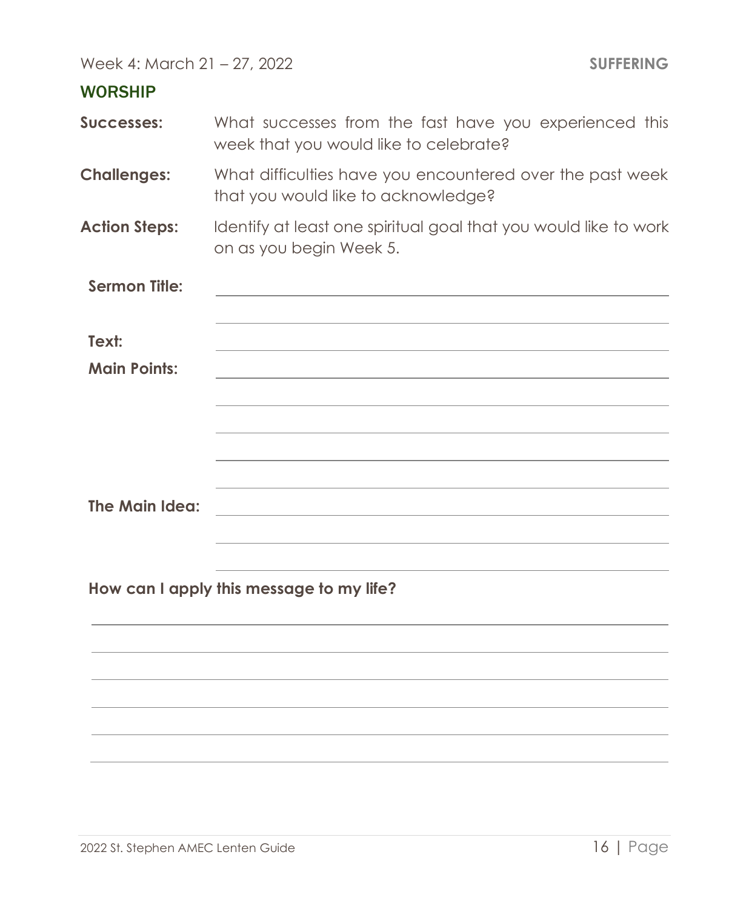Week 4: March 21 – 27, 2022 **SUFFERING**

## WORSHIP

**Successes:** What successes from the fast have you experienced this week that you would like to celebrate?

**Challenges:** What difficulties have you encountered over the past week that you would like to acknowledge?

**Action Steps:** Identify at least one spiritual goal that you would like to work on as you begin Week 5.

**Sermon Title:** ____________________________________________

____________________________________________

**Text:** ____________________________________________

**Main Points:** ____________________________________________

____________________________________________

____________________________________________

____________________________________________

____________________________________________

**The Main Idea:** ____________________________________________

____________________________________________

____________________________________________

**How can I apply this message to my life?**

____________________________________________

____________________________________________

____________________________________________

____________________________________________

____________________________________________

____________________________________________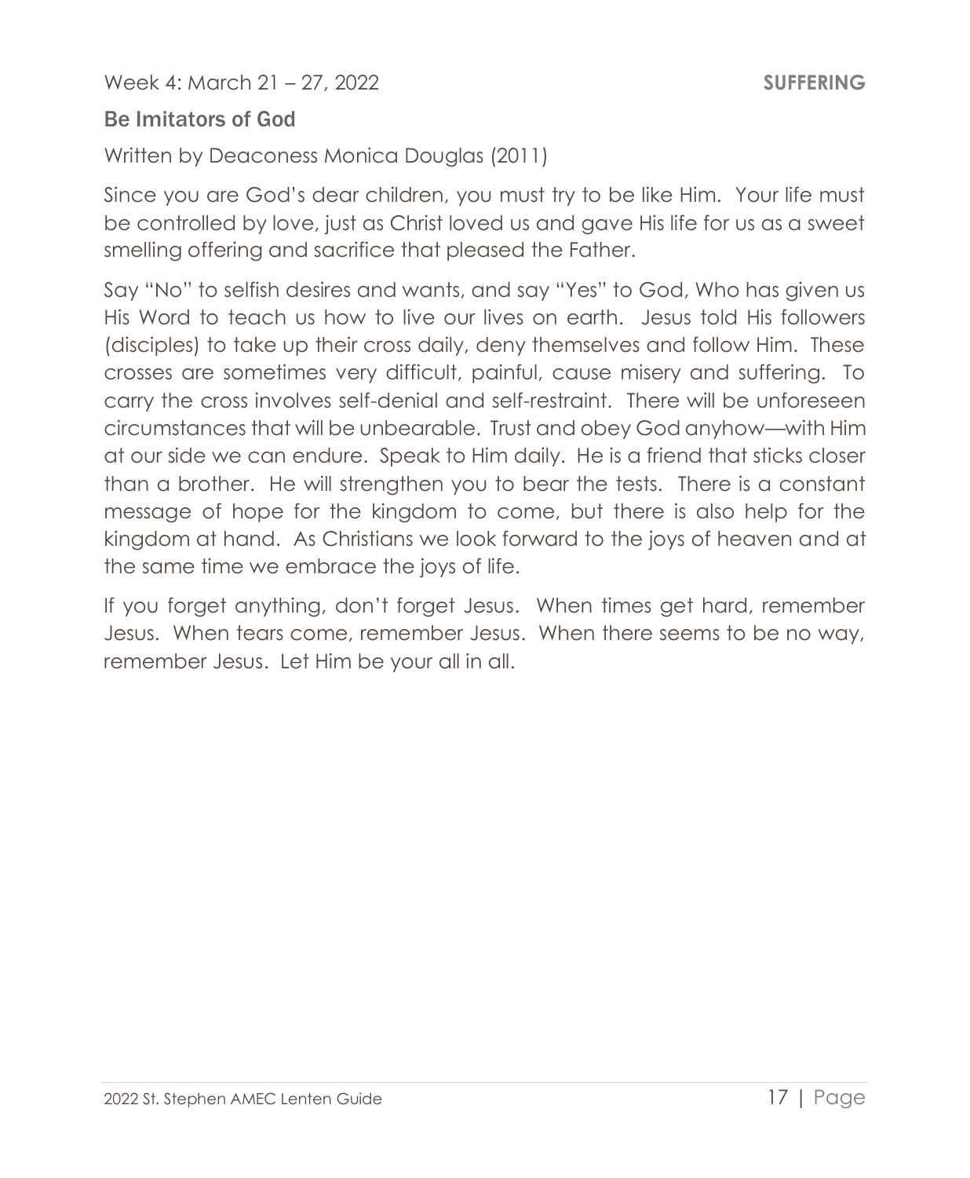Week 4: March 21 – 27, 2022 **SUFFERING**

## Be Imitators of God

Written by Deaconess Monica Douglas (2011)

Since you are God's dear children, you must try to be like Him. Your life must be controlled by love, just as Christ loved us and gave His life for us as a sweet smelling offering and sacrifice that pleased the Father.

Say "No" to selfish desires and wants, and say "Yes" to God, Who has given us His Word to teach us how to live our lives on earth. Jesus told His followers (disciples) to take up their cross daily, deny themselves and follow Him. These crosses are sometimes very difficult, painful, cause misery and suffering. To carry the cross involves self-denial and self-restraint. There will be unforeseen circumstances that will be unbearable. Trust and obey God anyhow—with Him at our side we can endure. Speak to Him daily. He is a friend that sticks closer than a brother. He will strengthen you to bear the tests. There is a constant message of hope for the kingdom to come, but there is also help for the kingdom at hand. As Christians we look forward to the joys of heaven and at the same time we embrace the joys of life.

If you forget anything, don't forget Jesus. When times get hard, remember Jesus. When tears come, remember Jesus. When there seems to be no way, remember Jesus. Let Him be your all in all.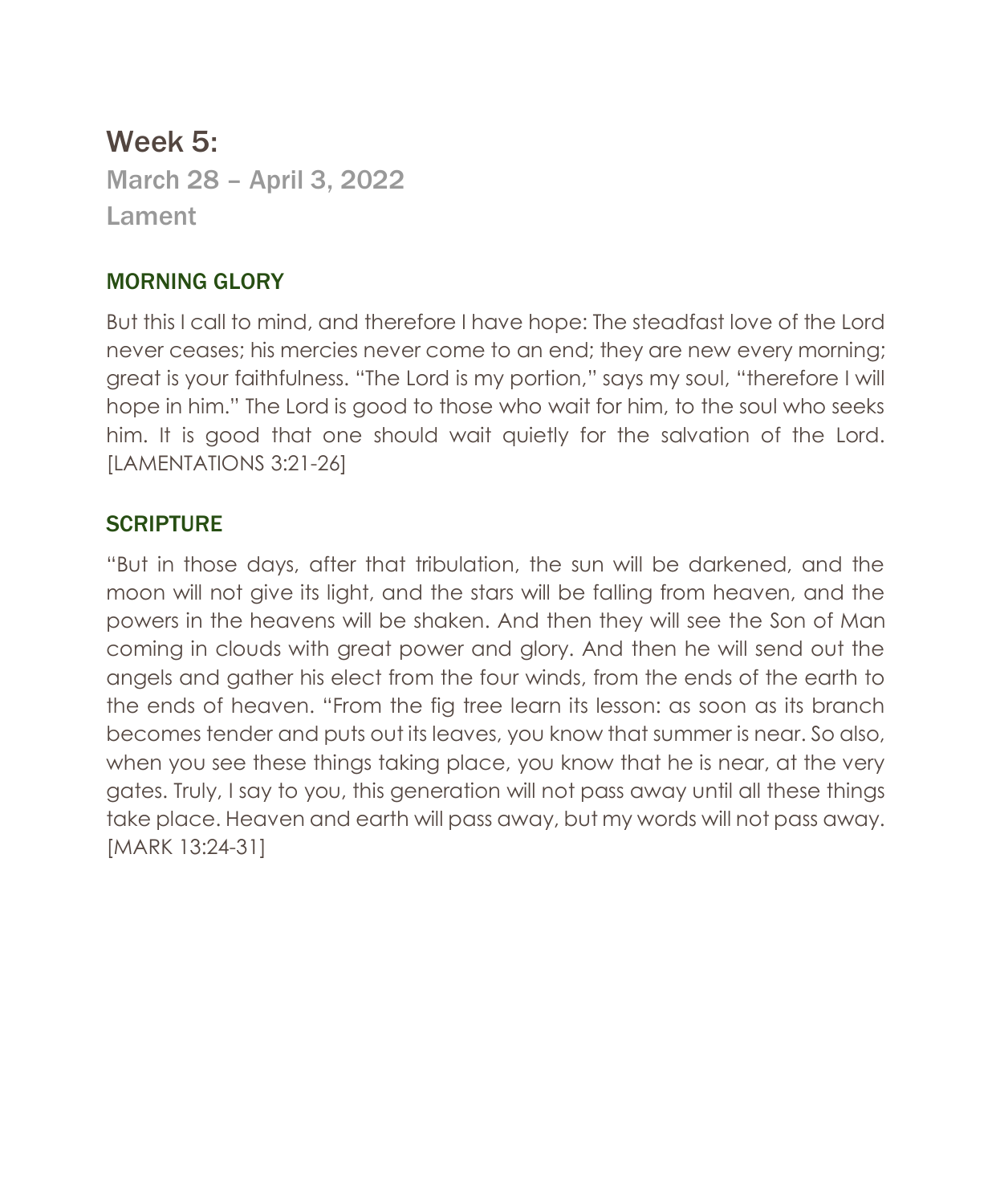# Week 5:

## March 28 – April 3, 2022

## Lament

### MORNING GLORY

But this I call to mind, and therefore I have hope: The steadfast love of the Lord never ceases; his mercies never come to an end; they are new every morning; great is your faithfulness. "The Lord is my portion," says my soul, "therefore I will hope in him." The Lord is good to those who wait for him, to the soul who seeks him. It is good that one should wait quietly for the salvation of the Lord. [LAMENTATIONS 3:21-26]

### SCRIPTURE

"But in those days, after that tribulation, the sun will be darkened, and the moon will not give its light, and the stars will be falling from heaven, and the powers in the heavens will be shaken. And then they will see the Son of Man coming in clouds with great power and glory. And then he will send out the angels and gather his elect from the four winds, from the ends of the earth to the ends of heaven. "From the fig tree learn its lesson: as soon as its branch becomes tender and puts out its leaves, you know that summer is near. So also, when you see these things taking place, you know that he is near, at the very gates. Truly, I say to you, this generation will not pass away until all these things take place. Heaven and earth will pass away, but my words will not pass away. [MARK 13:24-31]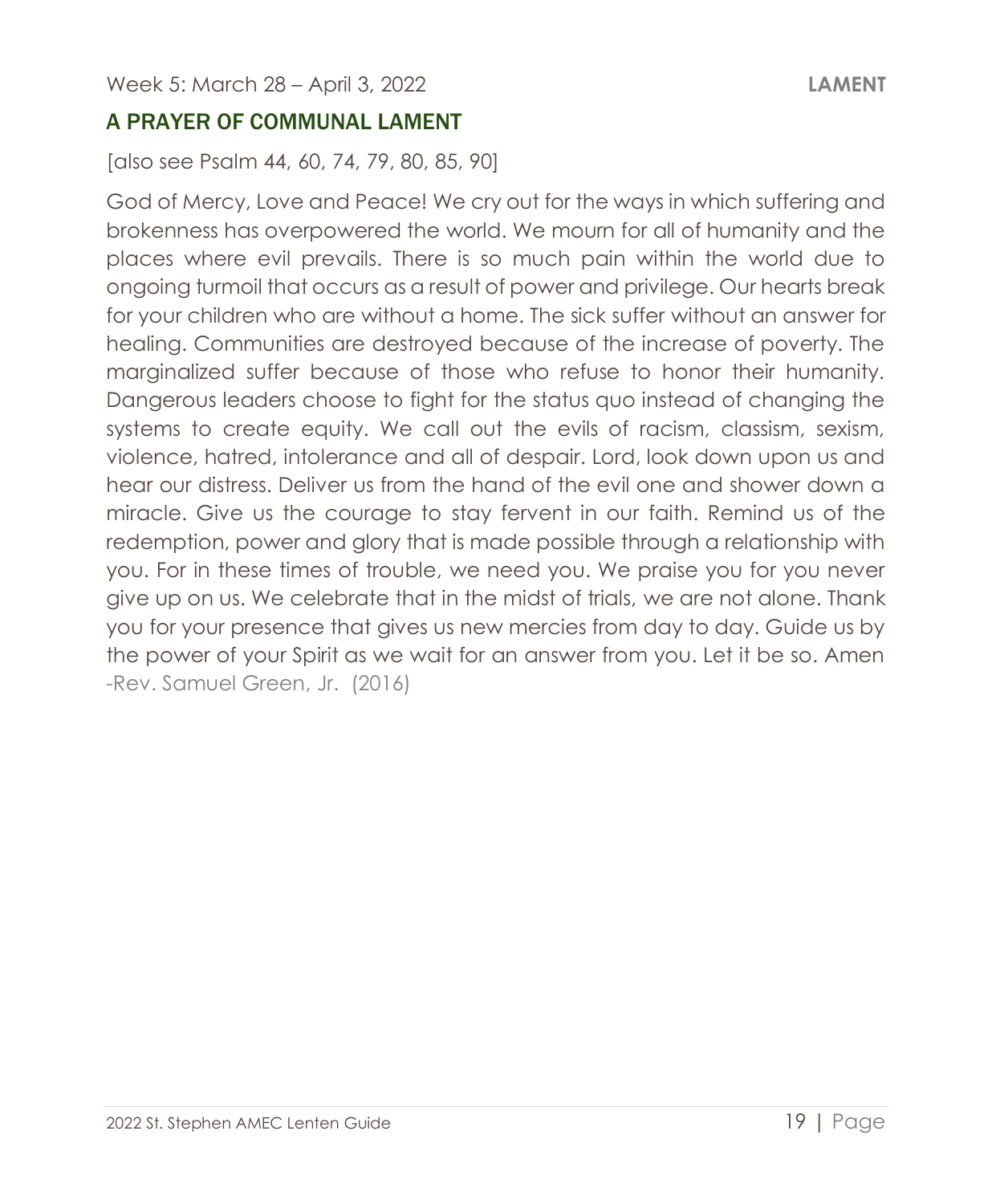## A PRAYER OF COMMUNAL LAMENT

[also see Psalm 44, 60, 74, 79, 80, 85, 90]

God of Mercy, Love and Peace! We cry out for the ways in which suffering and brokenness has overpowered the world. We mourn for all of humanity and the places where evil prevails. There is so much pain within the world due to ongoing turmoil that occurs as a result of power and privilege. Our hearts break for your children who are without a home. The sick suffer without an answer for healing. Communities are destroyed because of the increase of poverty. The marginalized suffer because of those who refuse to honor their humanity. Dangerous leaders choose to fight for the status quo instead of changing the systems to create equity. We call out the evils of racism, classism, sexism, violence, hatred, intolerance and all of despair. Lord, look down upon us and hear our distress. Deliver us from the hand of the evil one and shower down a miracle. Give us the courage to stay fervent in our faith. Remind us of the redemption, power and glory that is made possible through a relationship with you. For in these times of trouble, we need you. We praise you for you never give up on us. We celebrate that in the midst of trials, we are not alone. Thank you for your presence that gives us new mercies from day to day. Guide us by the power of your Spirit as we wait for an answer from you. Let it be so. Amen
-Rev. Samuel Green, Jr. (2016)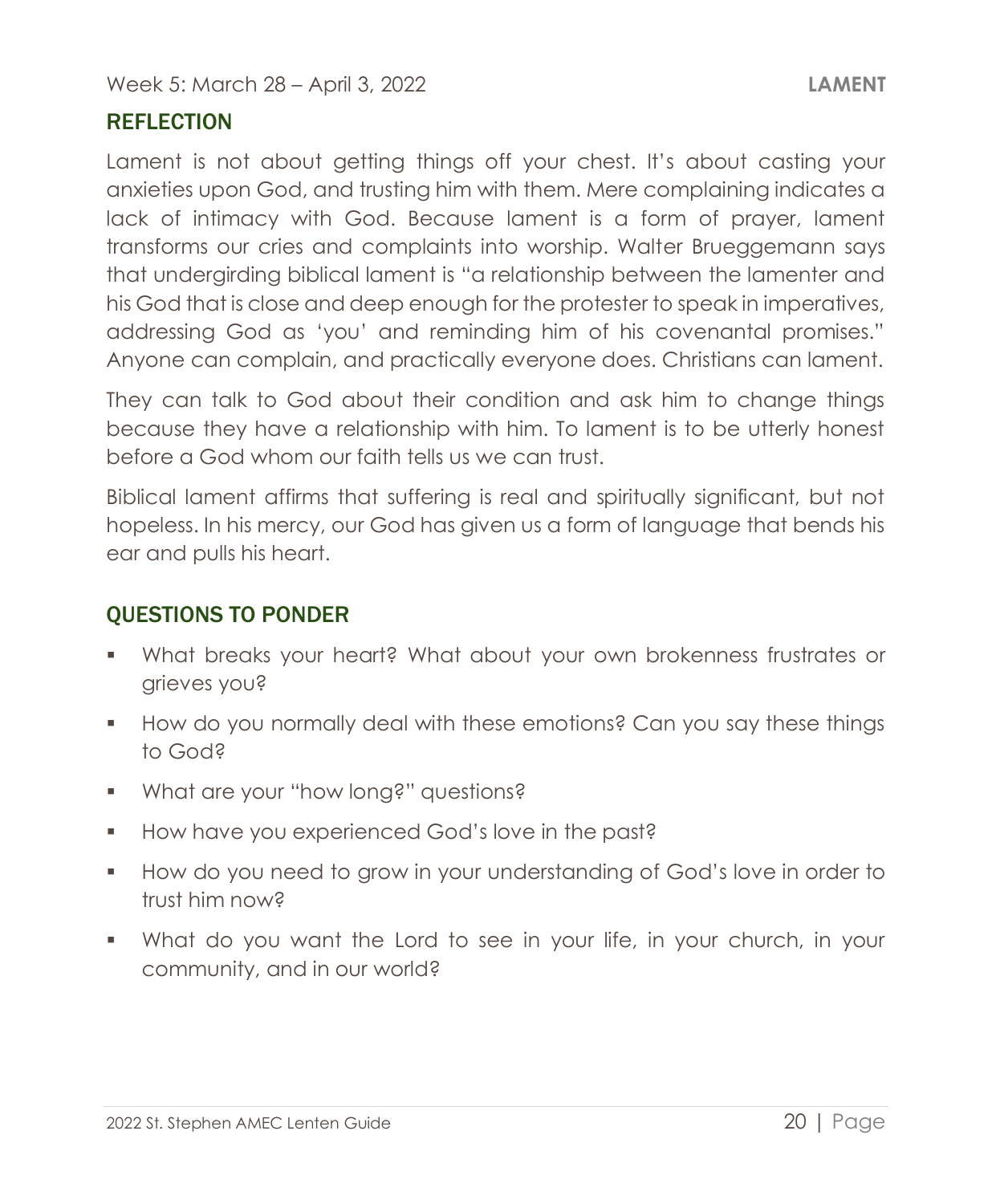Week 5: March 28 – April 3, 2022 **LAMENT**

## REFLECTION

Lament is not about getting things off your chest. It's about casting your anxieties upon God, and trusting him with them. Mere complaining indicates a lack of intimacy with God. Because lament is a form of prayer, lament transforms our cries and complaints into worship. Walter Brueggemann says that undergirding biblical lament is "a relationship between the lamenter and his God that is close and deep enough for the protester to speak in imperatives, addressing God as 'you' and reminding him of his covenantal promises." Anyone can complain, and practically everyone does. Christians can lament.

They can talk to God about their condition and ask him to change things because they have a relationship with him. To lament is to be utterly honest before a God whom our faith tells us we can trust.

Biblical lament affirms that suffering is real and spiritually significant, but not hopeless. In his mercy, our God has given us a form of language that bends his ear and pulls his heart.

## QUESTIONS TO PONDER

- What breaks your heart? What about your own brokenness frustrates or grieves you?
- How do you normally deal with these emotions? Can you say these things to God?
- What are your "how long?" questions?
- How have you experienced God's love in the past?
- How do you need to grow in your understanding of God's love in order to trust him now?
- What do you want the Lord to see in your life, in your church, in your community, and in our world?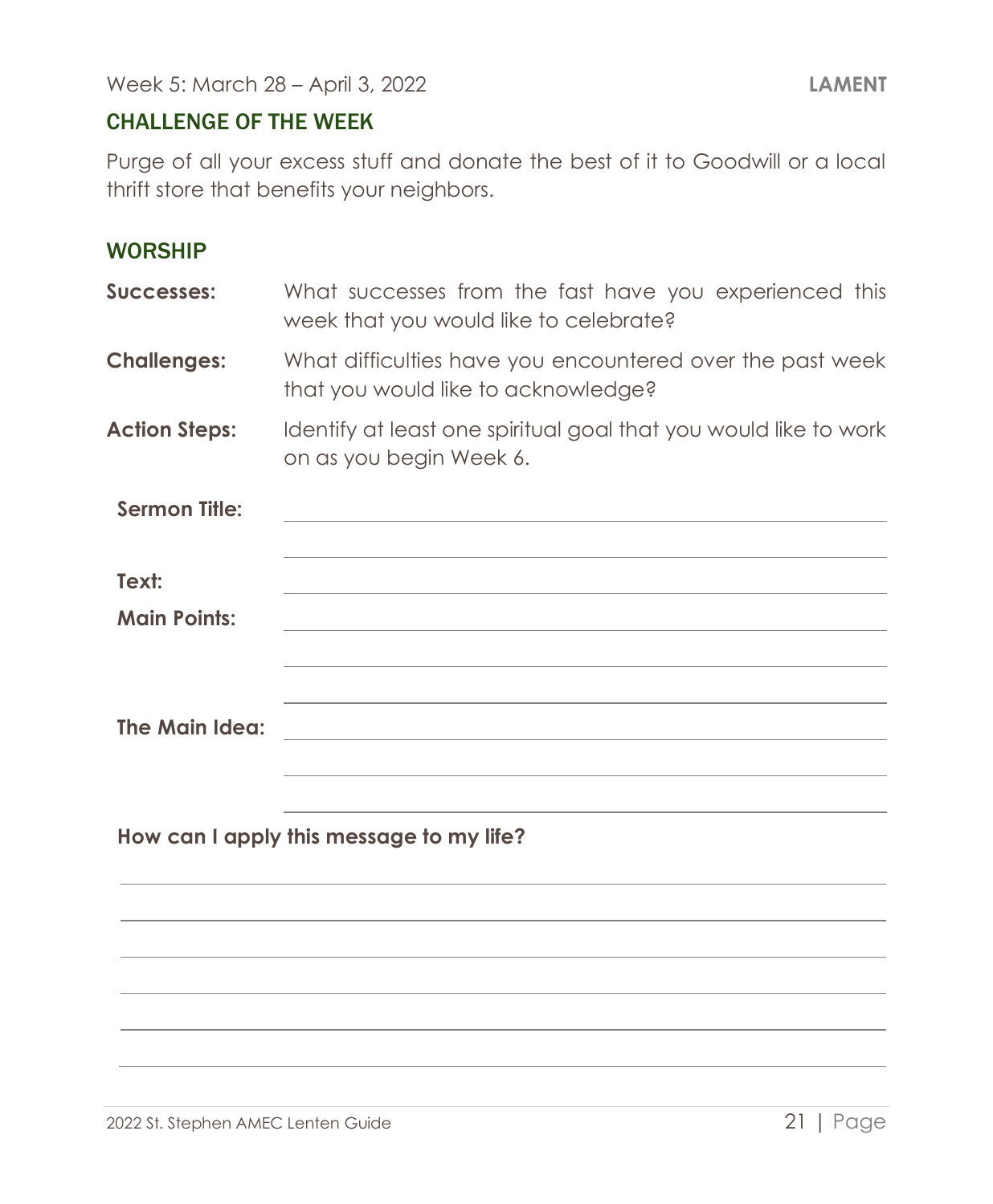Week 5: March 28 – April 3, 2022 **LAMENT**

## CHALLENGE OF THE WEEK

Purge of all your excess stuff and donate the best of it to Goodwill or a local thrift store that benefits your neighbors.

## WORSHIP

**Successes:** What successes from the fast have you experienced this week that you would like to celebrate?

**Challenges:** What difficulties have you encountered over the past week that you would like to acknowledge?

**Action Steps:** Identify at least one spiritual goal that you would like to work on as you begin Week 6.

**Sermon Title:** ______________________________

______________________________

**Text:** ______________________________

**Main Points:** ______________________________

______________________________

______________________________

**The Main Idea:** ______________________________

______________________________

______________________________

**How can I apply this message to my life?**

______________________________

______________________________

______________________________

______________________________

______________________________

______________________________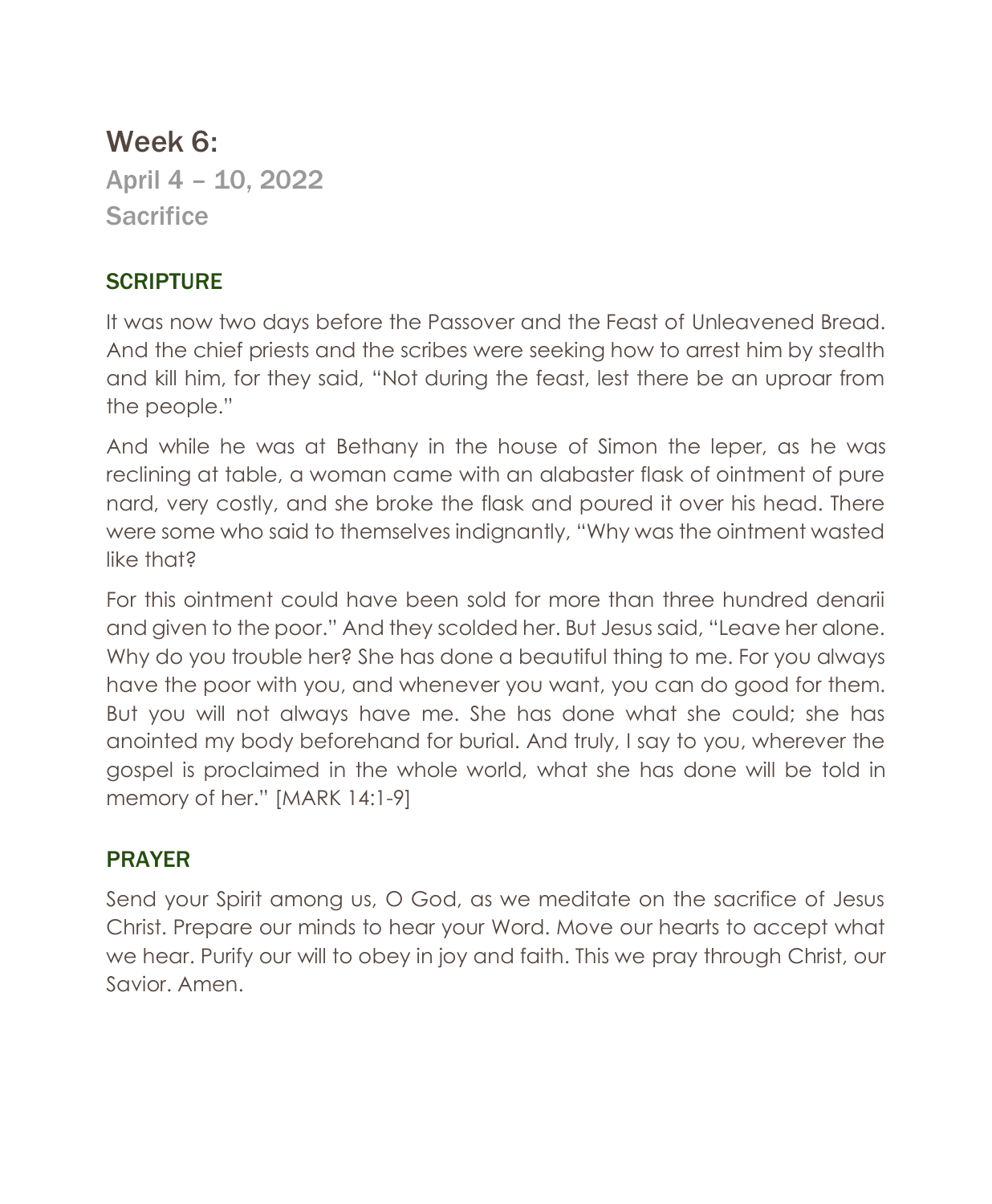# Week 6:

**April 4 – 10, 2022**
**Sacrifice**

## SCRIPTURE

It was now two days before the Passover and the Feast of Unleavened Bread. And the chief priests and the scribes were seeking how to arrest him by stealth and kill him, for they said, "Not during the feast, lest there be an uproar from the people."

And while he was at Bethany in the house of Simon the leper, as he was reclining at table, a woman came with an alabaster flask of ointment of pure nard, very costly, and she broke the flask and poured it over his head. There were some who said to themselves indignantly, "Why was the ointment wasted like that?

For this ointment could have been sold for more than three hundred denarii and given to the poor." And they scolded her. But Jesus said, "Leave her alone. Why do you trouble her? She has done a beautiful thing to me. For you always have the poor with you, and whenever you want, you can do good for them. But you will not always have me. She has done what she could; she has anointed my body beforehand for burial. And truly, I say to you, wherever the gospel is proclaimed in the whole world, what she has done will be told in memory of her." [MARK 14:1-9]

## PRAYER

Send your Spirit among us, O God, as we meditate on the sacrifice of Jesus Christ. Prepare our minds to hear your Word. Move our hearts to accept what we hear. Purify our will to obey in joy and faith. This we pray through Christ, our Savior. Amen.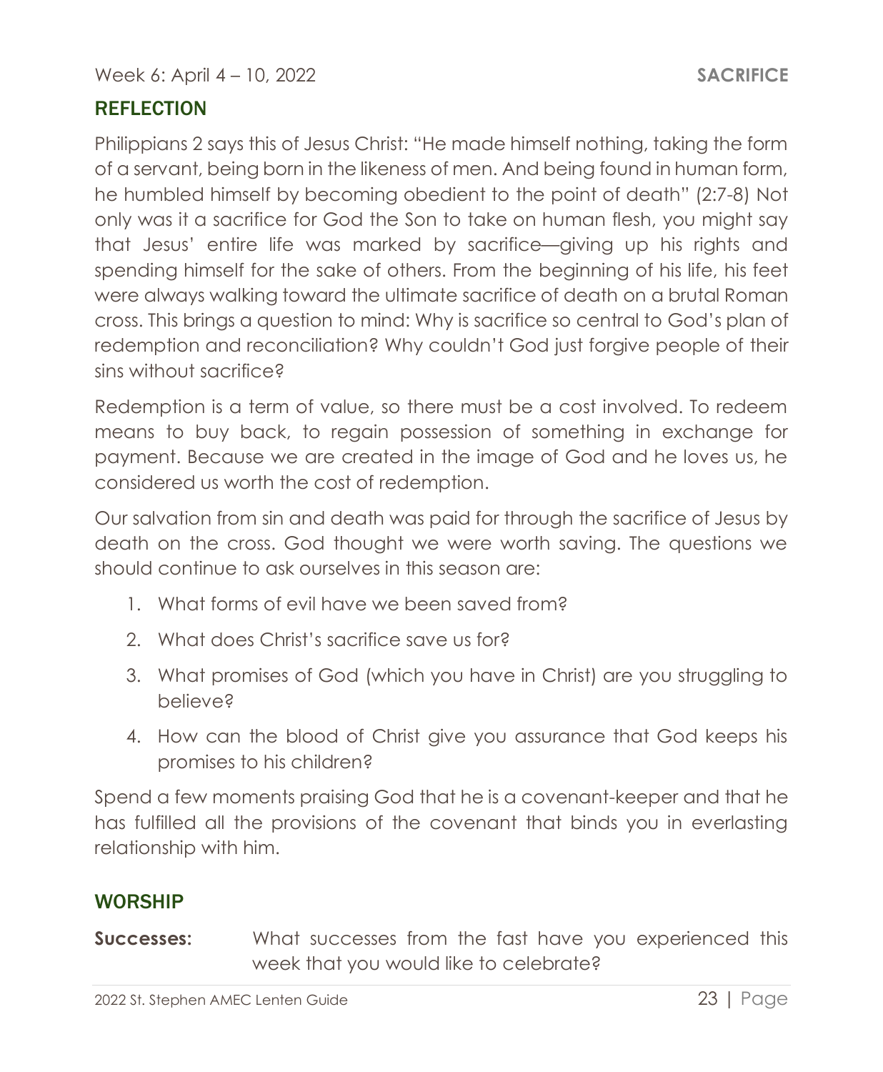Week 6: April 4 – 10, 2022 **SACRIFICE**

## REFLECTION

Philippians 2 says this of Jesus Christ: "He made himself nothing, taking the form of a servant, being born in the likeness of men. And being found in human form, he humbled himself by becoming obedient to the point of death" (2:7-8) Not only was it a sacrifice for God the Son to take on human flesh, you might say that Jesus' entire life was marked by sacrifice—giving up his rights and spending himself for the sake of others. From the beginning of his life, his feet were always walking toward the ultimate sacrifice of death on a brutal Roman cross. This brings a question to mind: Why is sacrifice so central to God's plan of redemption and reconciliation? Why couldn't God just forgive people of their sins without sacrifice?

Redemption is a term of value, so there must be a cost involved. To redeem means to buy back, to regain possession of something in exchange for payment. Because we are created in the image of God and he loves us, he considered us worth the cost of redemption.

Our salvation from sin and death was paid for through the sacrifice of Jesus by death on the cross. God thought we were worth saving. The questions we should continue to ask ourselves in this season are:

1. What forms of evil have we been saved from?
2. What does Christ's sacrifice save us for?
3. What promises of God (which you have in Christ) are you struggling to believe?
4. How can the blood of Christ give you assurance that God keeps his promises to his children?

Spend a few moments praising God that he is a covenant-keeper and that he has fulfilled all the provisions of the covenant that binds you in everlasting relationship with him.

## WORSHIP

**Successes:** What successes from the fast have you experienced this week that you would like to celebrate?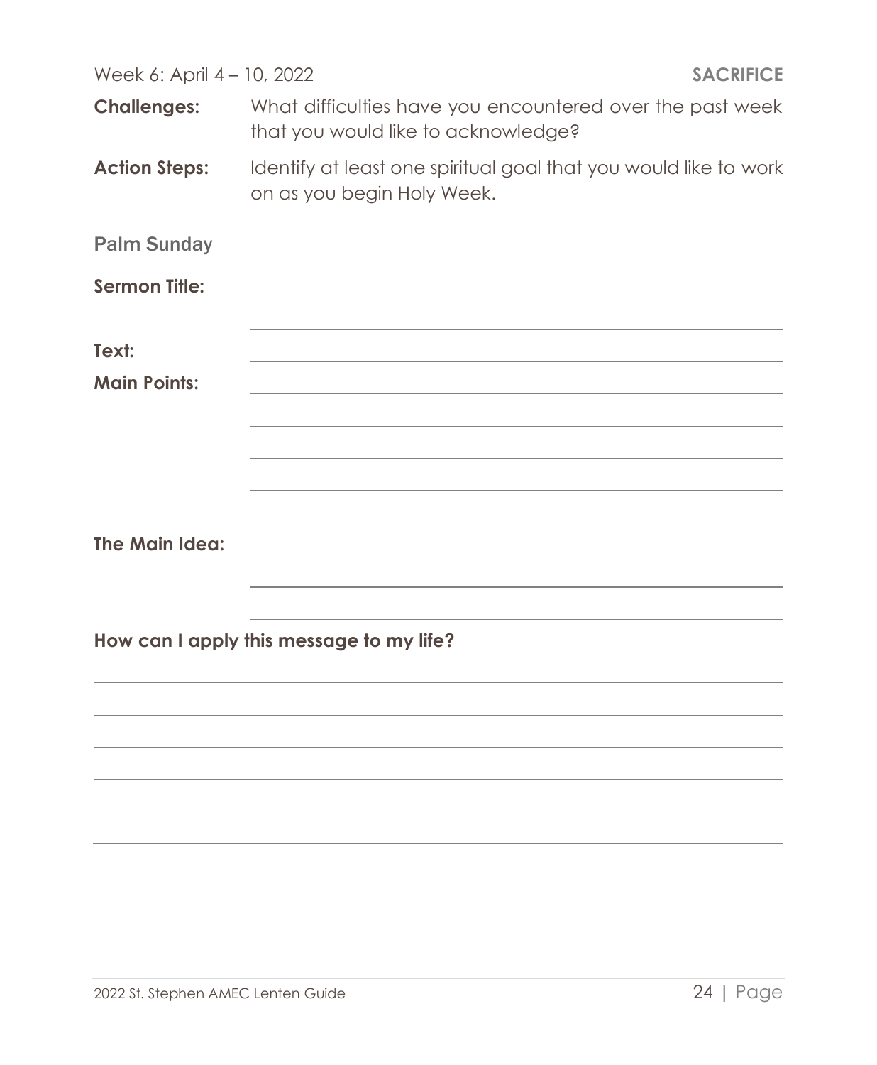Week 6: April 4 – 10, 2022 **SACRIFICE**

**Challenges:** What difficulties have you encountered over the past week that you would like to acknowledge?

**Action Steps:** Identify at least one spiritual goal that you would like to work on as you begin Holy Week.

## Palm Sunday

**Sermon Title:** ______________________________

______________________________

**Text:** ______________________________

**Main Points:** ______________________________

______________________________

______________________________

______________________________

______________________________

**The Main Idea:** ______________________________

______________________________

______________________________

**How can I apply this message to my life?**

______________________________

______________________________

______________________________

______________________________

______________________________

______________________________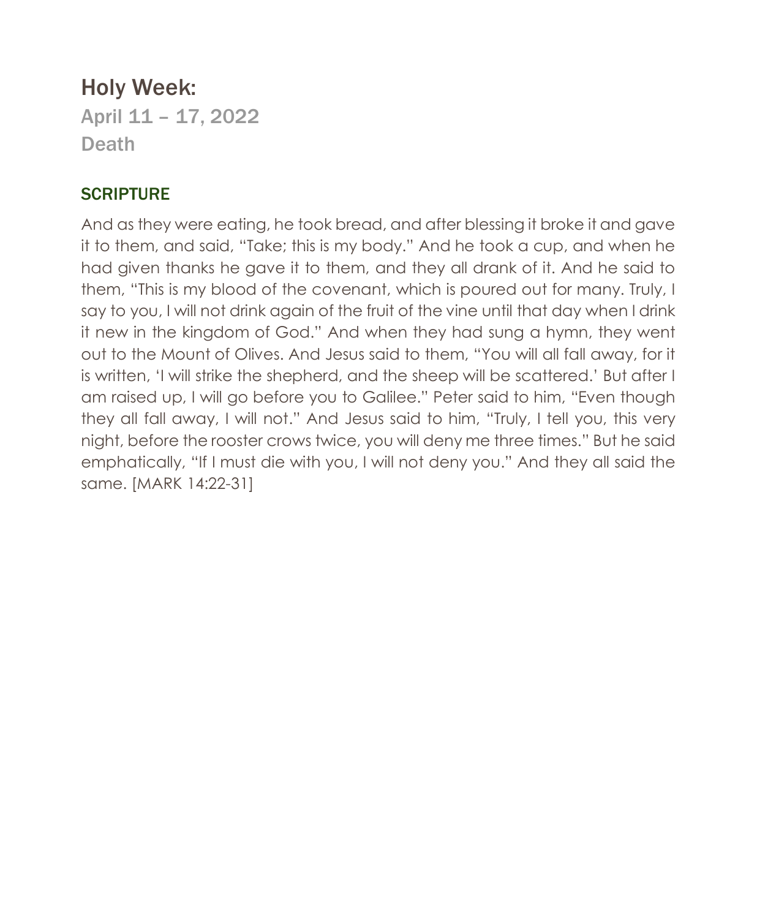# Holy Week:

April 11 – 17, 2022

Death

## SCRIPTURE

And as they were eating, he took bread, and after blessing it broke it and gave it to them, and said, "Take; this is my body." And he took a cup, and when he had given thanks he gave it to them, and they all drank of it. And he said to them, "This is my blood of the covenant, which is poured out for many. Truly, I say to you, I will not drink again of the fruit of the vine until that day when I drink it new in the kingdom of God." And when they had sung a hymn, they went out to the Mount of Olives. And Jesus said to them, "You will all fall away, for it is written, 'I will strike the shepherd, and the sheep will be scattered.' But after I am raised up, I will go before you to Galilee." Peter said to him, "Even though they all fall away, I will not." And Jesus said to him, "Truly, I tell you, this very night, before the rooster crows twice, you will deny me three times." But he said emphatically, "If I must die with you, I will not deny you." And they all said the same. [MARK 14:22-31]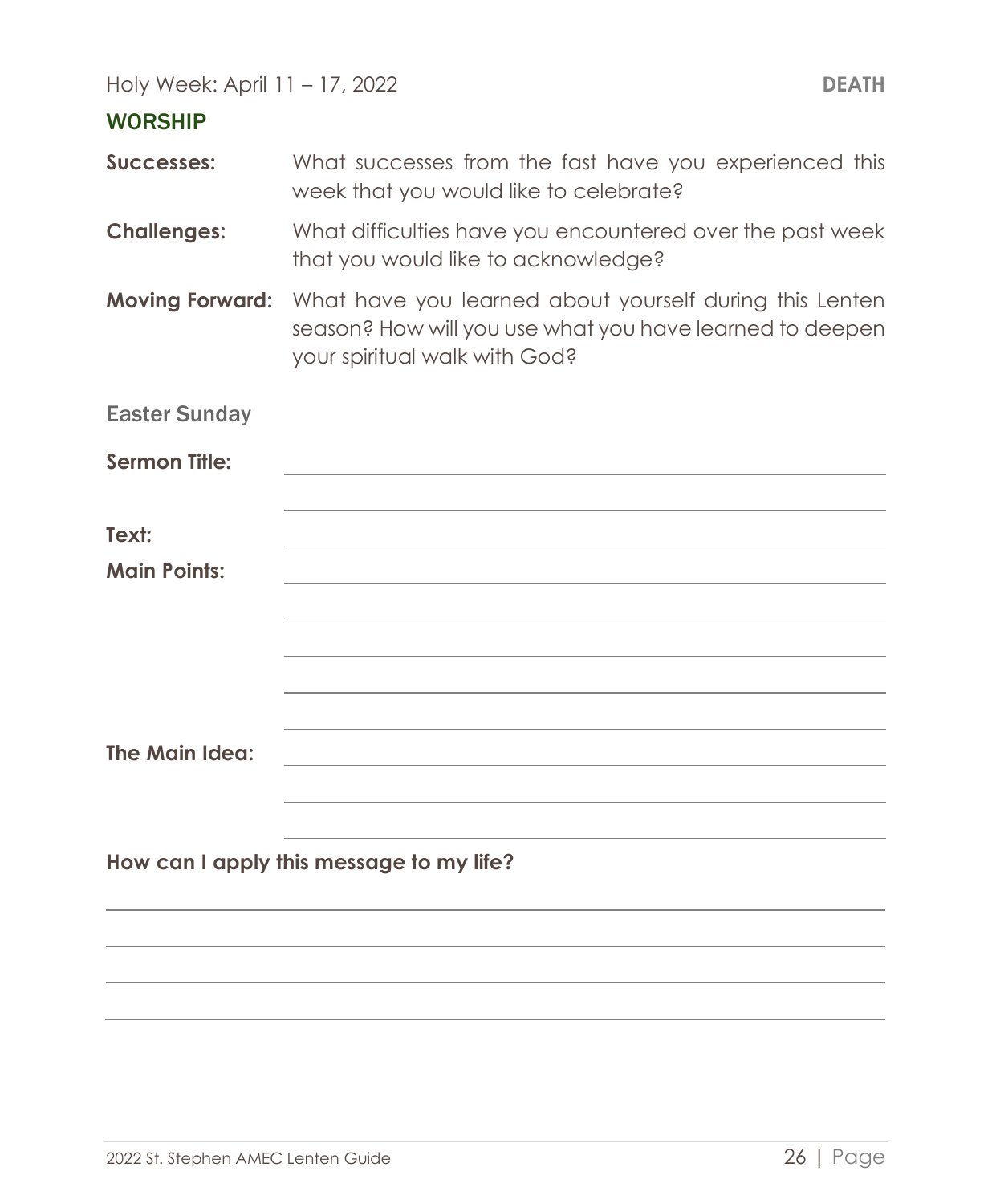## WORSHIP

**Successes:** What successes from the fast have you experienced this week that you would like to celebrate?

**Challenges:** What difficulties have you encountered over the past week that you would like to acknowledge?

**Moving Forward:** What have you learned about yourself during this Lenten season? How will you use what you have learned to deepen your spiritual walk with God?

### Easter Sunday

**Sermon Title:** \_\_\_\_\_\_\_\_\_\_\_\_\_\_\_\_\_\_\_\_\_\_\_\_\_\_\_\_\_\_\_\_\_\_\_\_\_\_\_\_\_\_\_\_

\_\_\_\_\_\_\_\_\_\_\_\_\_\_\_\_\_\_\_\_\_\_\_\_\_\_\_\_\_\_\_\_\_\_\_\_\_\_\_\_\_\_\_\_

**Text:** \_\_\_\_\_\_\_\_\_\_\_\_\_\_\_\_\_\_\_\_\_\_\_\_\_\_\_\_\_\_\_\_\_\_\_\_\_\_\_\_\_\_\_\_

**Main Points:** \_\_\_\_\_\_\_\_\_\_\_\_\_\_\_\_\_\_\_\_\_\_\_\_\_\_\_\_\_\_\_\_\_\_\_\_\_\_\_\_\_\_\_\_

\_\_\_\_\_\_\_\_\_\_\_\_\_\_\_\_\_\_\_\_\_\_\_\_\_\_\_\_\_\_\_\_\_\_\_\_\_\_\_\_\_\_\_\_

\_\_\_\_\_\_\_\_\_\_\_\_\_\_\_\_\_\_\_\_\_\_\_\_\_\_\_\_\_\_\_\_\_\_\_\_\_\_\_\_\_\_\_\_

\_\_\_\_\_\_\_\_\_\_\_\_\_\_\_\_\_\_\_\_\_\_\_\_\_\_\_\_\_\_\_\_\_\_\_\_\_\_\_\_\_\_\_\_

\_\_\_\_\_\_\_\_\_\_\_\_\_\_\_\_\_\_\_\_\_\_\_\_\_\_\_\_\_\_\_\_\_\_\_\_\_\_\_\_\_\_\_\_

**The Main Idea:** \_\_\_\_\_\_\_\_\_\_\_\_\_\_\_\_\_\_\_\_\_\_\_\_\_\_\_\_\_\_\_\_\_\_\_\_\_\_\_\_\_\_\_\_

\_\_\_\_\_\_\_\_\_\_\_\_\_\_\_\_\_\_\_\_\_\_\_\_\_\_\_\_\_\_\_\_\_\_\_\_\_\_\_\_\_\_\_\_

\_\_\_\_\_\_\_\_\_\_\_\_\_\_\_\_\_\_\_\_\_\_\_\_\_\_\_\_\_\_\_\_\_\_\_\_\_\_\_\_\_\_\_\_

**How can I apply this message to my life?**

\_\_\_\_\_\_\_\_\_\_\_\_\_\_\_\_\_\_\_\_\_\_\_\_\_\_\_\_\_\_\_\_\_\_\_\_\_\_\_\_\_\_\_\_\_\_\_\_\_\_\_\_\_\_\_\_

\_\_\_\_\_\_\_\_\_\_\_\_\_\_\_\_\_\_\_\_\_\_\_\_\_\_\_\_\_\_\_\_\_\_\_\_\_\_\_\_\_\_\_\_\_\_\_\_\_\_\_\_\_\_\_\_

\_\_\_\_\_\_\_\_\_\_\_\_\_\_\_\_\_\_\_\_\_\_\_\_\_\_\_\_\_\_\_\_\_\_\_\_\_\_\_\_\_\_\_\_\_\_\_\_\_\_\_\_\_\_\_\_

\_\_\_\_\_\_\_\_\_\_\_\_\_\_\_\_\_\_\_\_\_\_\_\_\_\_\_\_\_\_\_\_\_\_\_\_\_\_\_\_\_\_\_\_\_\_\_\_\_\_\_\_\_\_\_\_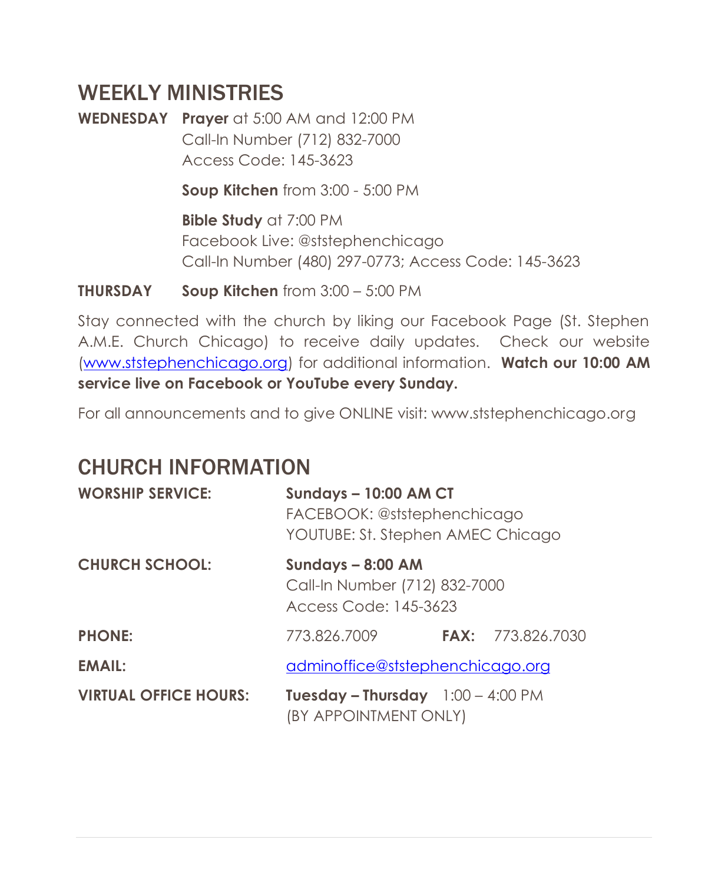## WEEKLY MINISTRIES

**WEDNESDAY** **Prayer** at 5:00 AM and 12:00 PM
Call-In Number (712) 832-7000
Access Code: 145-3623

**Soup Kitchen** from 3:00 - 5:00 PM

**Bible Study** at 7:00 PM
Facebook Live: @ststephenchicago
Call-In Number (480) 297-0773; Access Code: 145-3623

**THURSDAY** **Soup Kitchen** from 3:00 – 5:00 PM

Stay connected with the church by liking our Facebook Page (St. Stephen A.M.E. Church Chicago) to receive daily updates. Check our website (www.ststephenchicago.org) for additional information. **Watch our 10:00 AM service live on Facebook or YouTube every Sunday.**

For all announcements and to give ONLINE visit: www.ststephenchicago.org

## CHURCH INFORMATION

**WORSHIP SERVICE:** **Sundays – 10:00 AM CT**
FACEBOOK: @ststephenchicago
YOUTUBE: St. Stephen AMEC Chicago

**CHURCH SCHOOL:** **Sundays – 8:00 AM**
Call-In Number (712) 832-7000
Access Code: 145-3623

**PHONE:** 773.826.7009 **FAX:** 773.826.7030

**EMAIL:** adminoffice@ststephenchicago.org

**VIRTUAL OFFICE HOURS:** **Tuesday – Thursday** 1:00 – 4:00 PM
(BY APPOINTMENT ONLY)